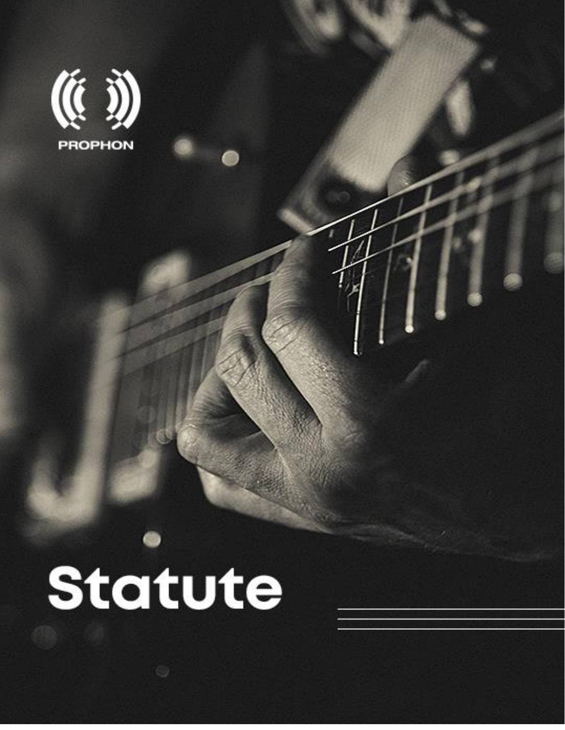PROPHON

# Statute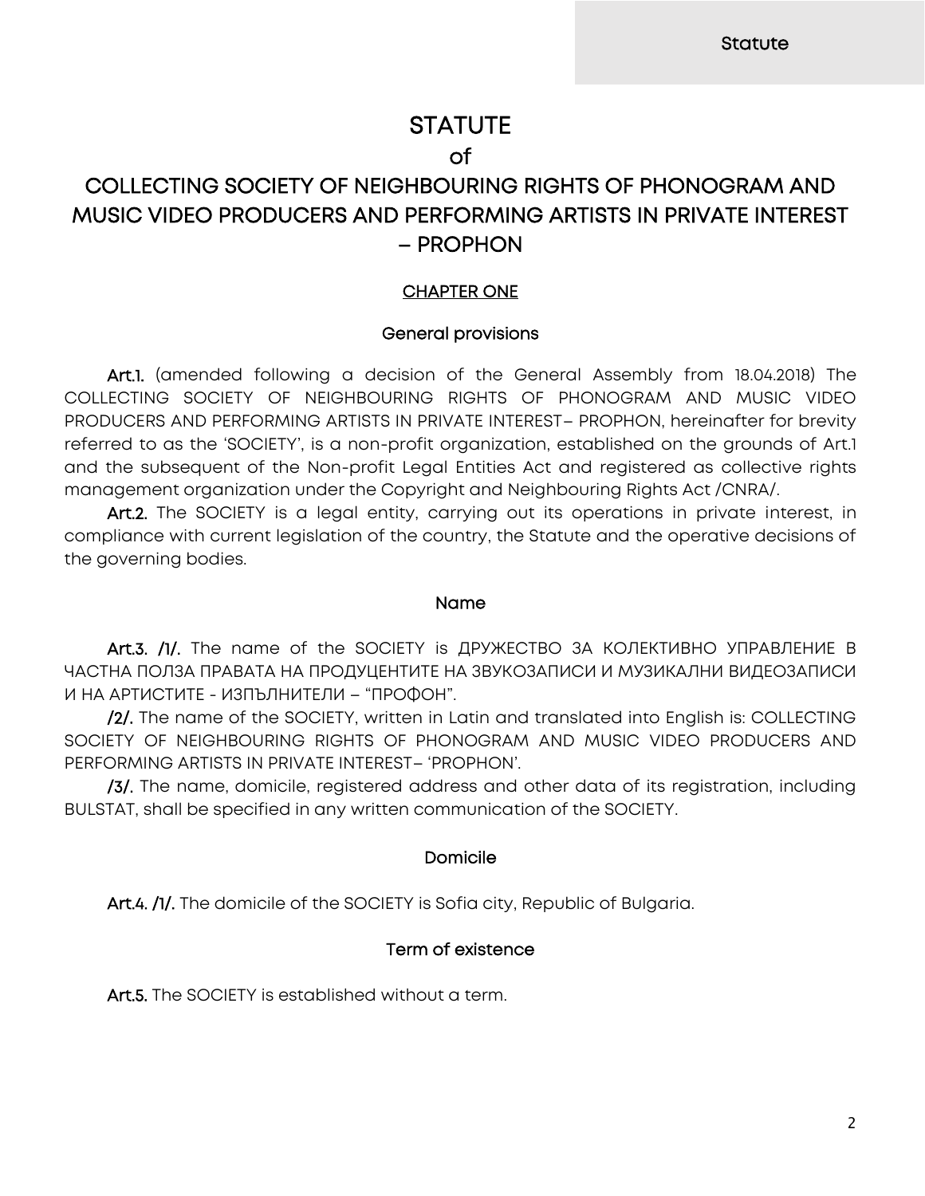# STATUTE

## of

# COLLECTING SOCIETY OF NEIGHBOURING RIGHTS OF PHONOGRAM AND MUSIC VIDEO PRODUCERS AND PERFORMING ARTISTS IN PRIVATE INTEREST – PROPHON

## CHAPTER ONE

### General provisions

**Art.1.** (amended following a decision of the General Assembly from 18.04.2018) The COLLECTING SOCIETY OF NEIGHBOURING RIGHTS OF PHONOGRAM AND MUSIC VIDEO PRODUCERS AND PERFORMING ARTISTS IN PRIVATE INTEREST– PROPHON, hereinafter for brevity referred to as the 'SOCIETY', is a non-profit organization, established on the grounds of Art.1 and the subsequent of the Non-profit Legal Entities Act and registered as collective rights management organization under the Copyright and Neighbouring Rights Act /CNRA/.

**Art.2.** The SOCIETY is a legal entity, carrying out its operations in private interest, in compliance with current legislation of the country, the Statute and the operative decisions of the governing bodies.

### Name

**Art.3. /1/.** The name of the SOCIETY is ДРУЖЕСТВО ЗА КОЛЕКТИВНО УПРАВЛЕНИЕ В ЧАСТНА ПОЛЗА ПРАВАТА НА ПРОДУЦЕНТИТЕ НА ЗВУКОЗАПИСИ И МУЗИКАЛНИ ВИДЕОЗАПИСИ И НА АРТИСТИТЕ - ИЗПЪЛНИТЕЛИ – "ПРОФОН".

**/2/.** The name of the SOCIETY, written in Latin and translated into English is: COLLECTING SOCIETY OF NEIGHBOURING RIGHTS OF PHONOGRAM AND MUSIC VIDEO PRODUCERS AND PERFORMING ARTISTS IN PRIVATE INTEREST– 'PROPHON'.

**/3/.** The name, domicile, registered address and other data of its registration, including BULSTAT, shall be specified in any written communication of the SOCIETY.

### Domicile

**Art.4. /1/.** The domicile of the SOCIETY is Sofia city, Republic of Bulgaria.

### Term of existence

**Art.5.** The SOCIETY is established without a term.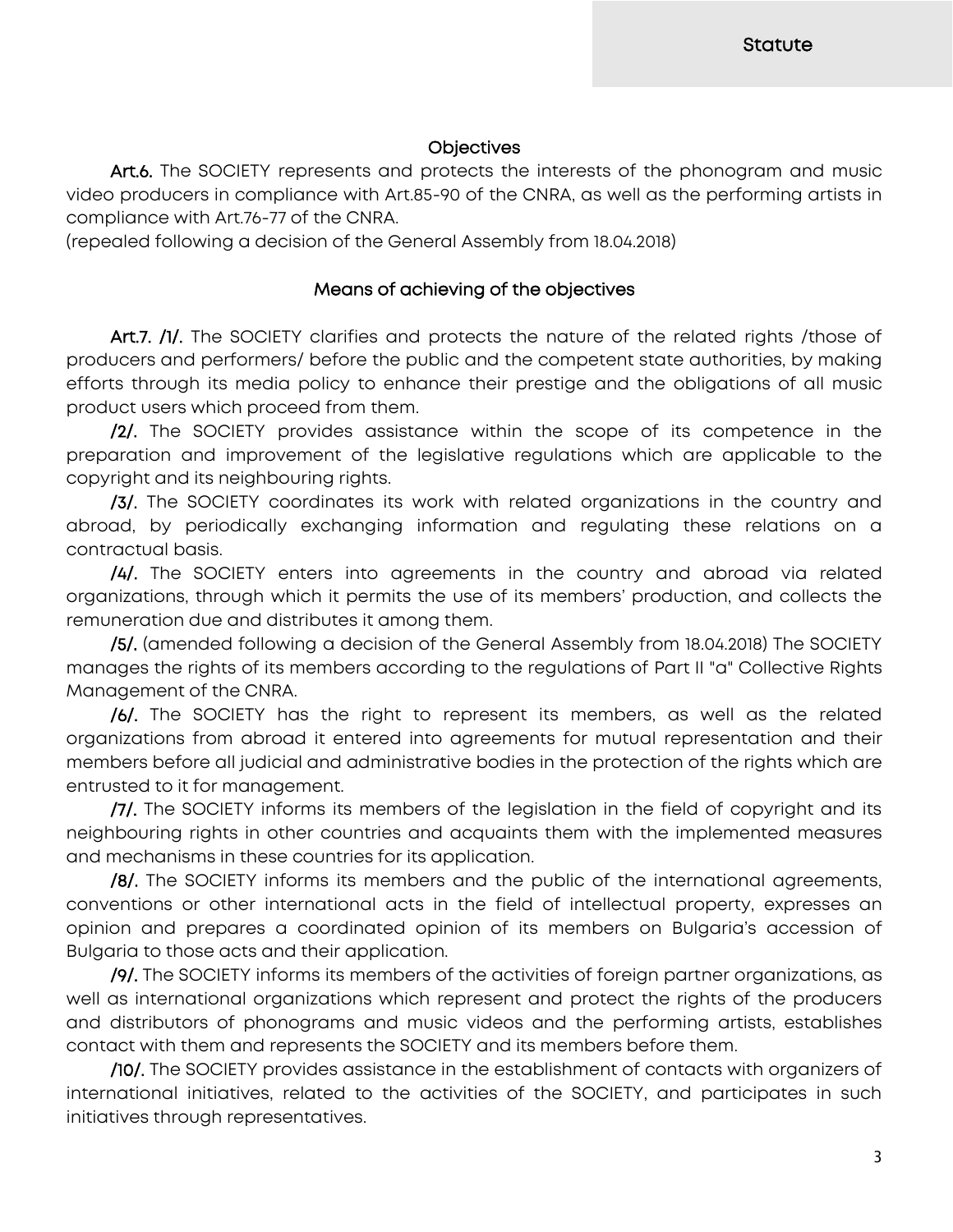## Objectives

**Art.6.** The SOCIETY represents and protects the interests of the phonogram and music video producers in compliance with Art.85-90 of the CNRA, as well as the performing artists in compliance with Art.76-77 of the CNRA.
(repealed following a decision of the General Assembly from 18.04.2018)

## Means of achieving of the objectives

**Art.7. /1/.** The SOCIETY clarifies and protects the nature of the related rights /those of producers and performers/ before the public and the competent state authorities, by making efforts through its media policy to enhance their prestige and the obligations of all music product users which proceed from them.

**/2/.** The SOCIETY provides assistance within the scope of its competence in the preparation and improvement of the legislative regulations which are applicable to the copyright and its neighbouring rights.

**/3/.** The SOCIETY coordinates its work with related organizations in the country and abroad, by periodically exchanging information and regulating these relations on a contractual basis.

**/4/.** The SOCIETY enters into agreements in the country and abroad via related organizations, through which it permits the use of its members' production, and collects the remuneration due and distributes it among them.

**/5/.** (amended following a decision of the General Assembly from 18.04.2018) The SOCIETY manages the rights of its members according to the regulations of Part II "a" Collective Rights Management of the CNRA.

**/6/.** The SOCIETY has the right to represent its members, as well as the related organizations from abroad it entered into agreements for mutual representation and their members before all judicial and administrative bodies in the protection of the rights which are entrusted to it for management.

**/7/.** The SOCIETY informs its members of the legislation in the field of copyright and its neighbouring rights in other countries and acquaints them with the implemented measures and mechanisms in these countries for its application.

**/8/.** The SOCIETY informs its members and the public of the international agreements, conventions or other international acts in the field of intellectual property, expresses an opinion and prepares a coordinated opinion of its members on Bulgaria's accession of Bulgaria to those acts and their application.

**/9/.** The SOCIETY informs its members of the activities of foreign partner organizations, as well as international organizations which represent and protect the rights of the producers and distributors of phonograms and music videos and the performing artists, establishes contact with them and represents the SOCIETY and its members before them.

**/10/.** The SOCIETY provides assistance in the establishment of contacts with organizers of international initiatives, related to the activities of the SOCIETY, and participates in such initiatives through representatives.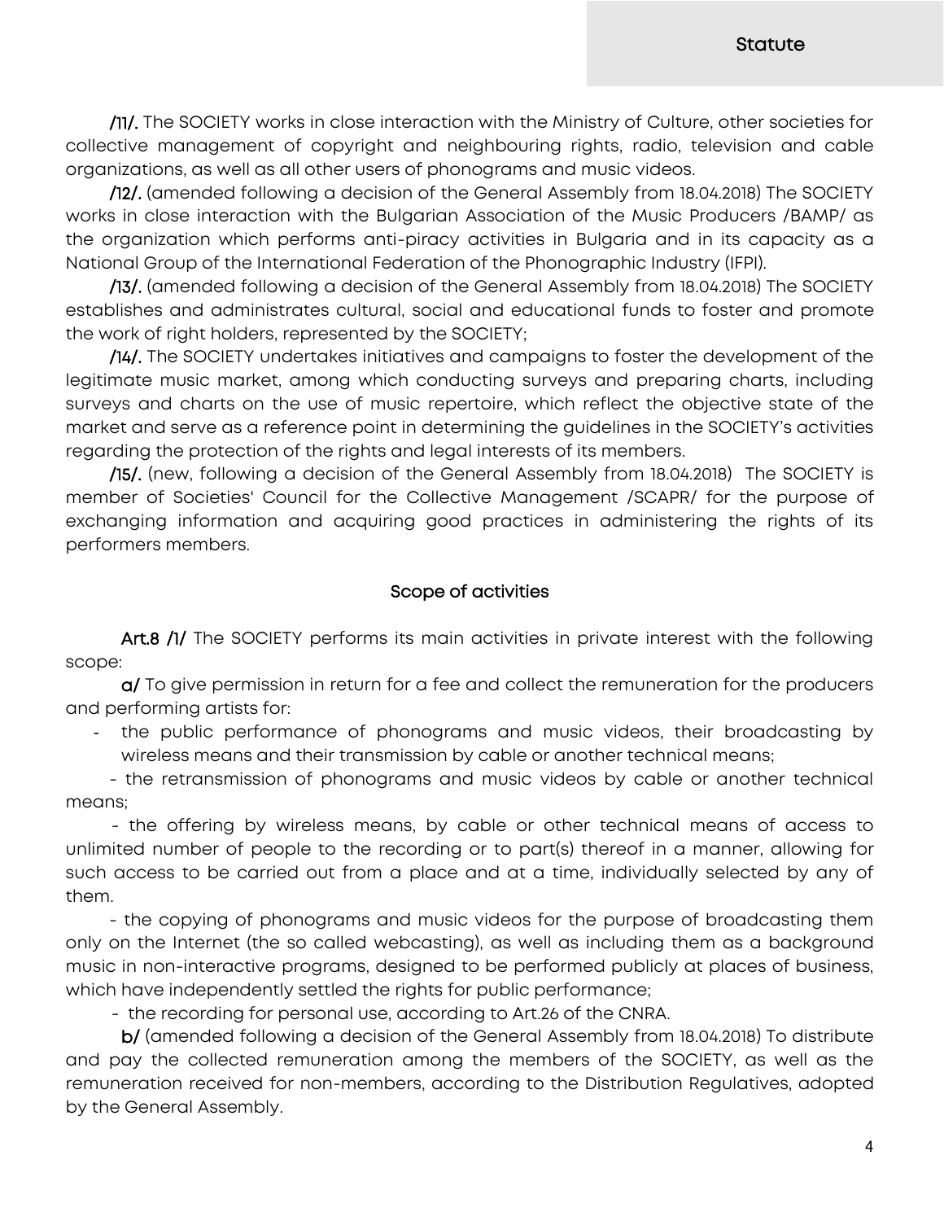**/11/.** The SOCIETY works in close interaction with the Ministry of Culture, other societies for collective management of copyright and neighbouring rights, radio, television and cable organizations, as well as all other users of phonograms and music videos.

**/12/.** (amended following a decision of the General Assembly from 18.04.2018) The SOCIETY works in close interaction with the Bulgarian Association of the Music Producers /BAMP/ as the organization which performs anti-piracy activities in Bulgaria and in its capacity as a National Group of the International Federation of the Phonographic Industry (IFPI).

**/13/.** (amended following a decision of the General Assembly from 18.04.2018) The SOCIETY establishes and administrates cultural, social and educational funds to foster and promote the work of right holders, represented by the SOCIETY;

**/14/.** The SOCIETY undertakes initiatives and campaigns to foster the development of the legitimate music market, among which conducting surveys and preparing charts, including surveys and charts on the use of music repertoire, which reflect the objective state of the market and serve as a reference point in determining the guidelines in the SOCIETY's activities regarding the protection of the rights and legal interests of its members.

**/15/.** (new, following a decision of the General Assembly from 18.04.2018) The SOCIETY is member of Societies' Council for the Collective Management /SCAPR/ for the purpose of exchanging information and acquiring good practices in administering the rights of its performers members.

## Scope of activities

**Art.8 /1/** The SOCIETY performs its main activities in private interest with the following scope:

**a/** To give permission in return for a fee and collect the remuneration for the producers and performing artists for:

- the public performance of phonograms and music videos, their broadcasting by wireless means and their transmission by cable or another technical means;
- the retransmission of phonograms and music videos by cable or another technical means;
- the offering by wireless means, by cable or other technical means of access to unlimited number of people to the recording or to part(s) thereof in a manner, allowing for such access to be carried out from a place and at a time, individually selected by any of them.
- the copying of phonograms and music videos for the purpose of broadcasting them only on the Internet (the so called webcasting), as well as including them as a background music in non-interactive programs, designed to be performed publicly at places of business, which have independently settled the rights for public performance;
- the recording for personal use, according to Art.26 of the CNRA.

**b/** (amended following a decision of the General Assembly from 18.04.2018) To distribute and pay the collected remuneration among the members of the SOCIETY, as well as the remuneration received for non-members, according to the Distribution Regulatives, adopted by the General Assembly.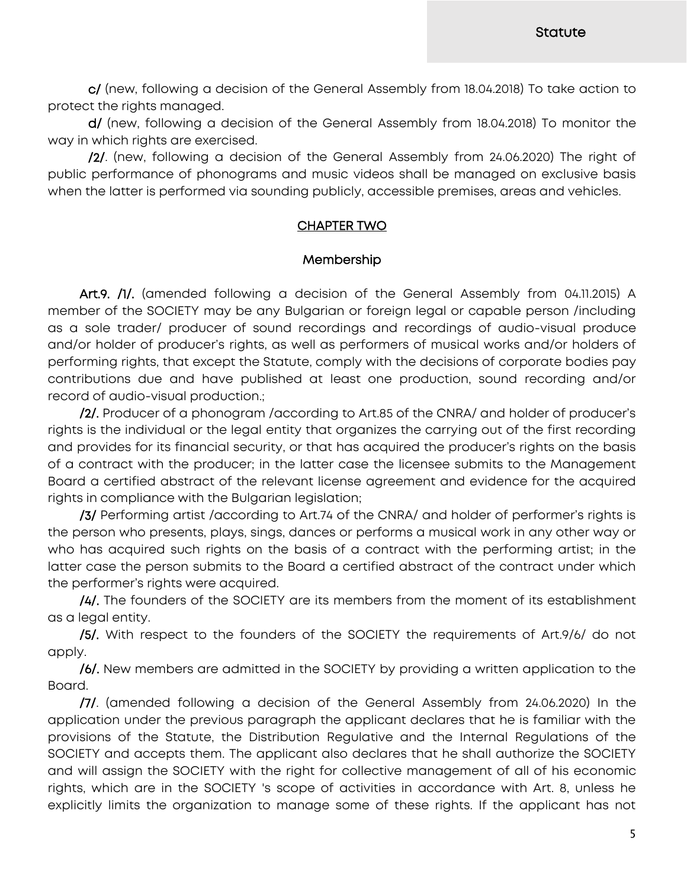**c/** (new, following a decision of the General Assembly from 18.04.2018) To take action to protect the rights managed.

**d/** (new, following a decision of the General Assembly from 18.04.2018) To monitor the way in which rights are exercised.

**/2/**. (new, following a decision of the General Assembly from 24.06.2020) The right of public performance of phonograms and music videos shall be managed on exclusive basis when the latter is performed via sounding publicly, accessible premises, areas and vehicles.

## CHAPTER TWO

## Membership

**Art.9. /1/.** (amended following a decision of the General Assembly from 04.11.2015) A member of the SOCIETY may be any Bulgarian or foreign legal or capable person /including as a sole trader/ producer of sound recordings and recordings of audio-visual produce and/or holder of producer's rights, as well as performers of musical works and/or holders of performing rights, that except the Statute, comply with the decisions of corporate bodies pay contributions due and have published at least one production, sound recording and/or record of audio-visual production.;

**/2/.** Producer of a phonogram /according to Art.85 of the CNRA/ and holder of producer's rights is the individual or the legal entity that organizes the carrying out of the first recording and provides for its financial security, or that has acquired the producer's rights on the basis of a contract with the producer; in the latter case the licensee submits to the Management Board a certified abstract of the relevant license agreement and evidence for the acquired rights in compliance with the Bulgarian legislation;

**/3/** Performing artist /according to Art.74 of the CNRA/ and holder of performer's rights is the person who presents, plays, sings, dances or performs a musical work in any other way or who has acquired such rights on the basis of a contract with the performing artist; in the latter case the person submits to the Board a certified abstract of the contract under which the performer's rights were acquired.

**/4/.** The founders of the SOCIETY are its members from the moment of its establishment as a legal entity.

**/5/.** With respect to the founders of the SOCIETY the requirements of Art.9/6/ do not apply.

**/6/.** New members are admitted in the SOCIETY by providing a written application to the Board.

**/7/**. (amended following a decision of the General Assembly from 24.06.2020) In the application under the previous paragraph the applicant declares that he is familiar with the provisions of the Statute, the Distribution Regulative and the Internal Regulations of the SOCIETY and accepts them. The applicant also declares that he shall authorize the SOCIETY and will assign the SOCIETY with the right for collective management of all of his economic rights, which are in the SOCIETY 's scope of activities in accordance with Art. 8, unless he explicitly limits the organization to manage some of these rights. If the applicant has not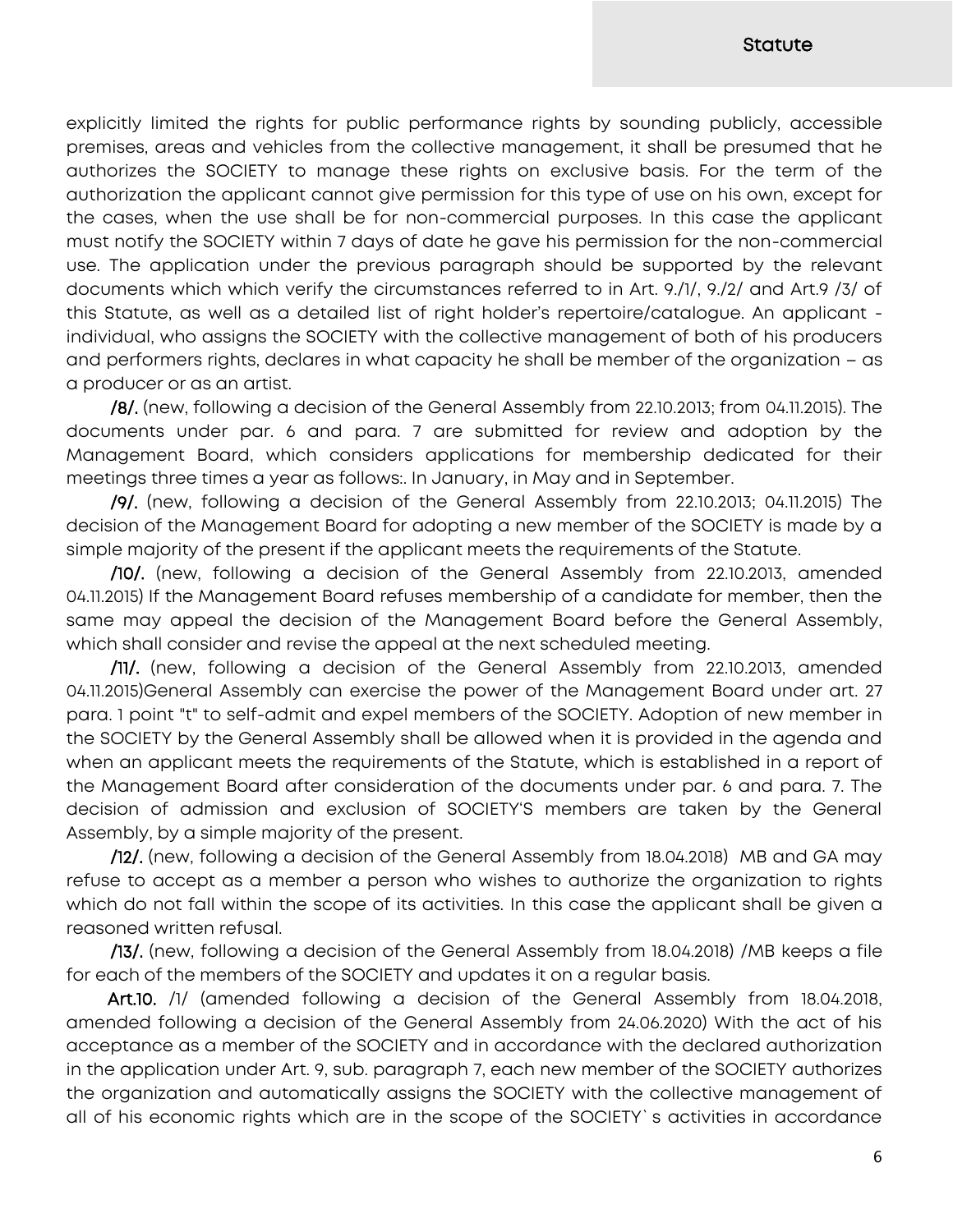explicitly limited the rights for public performance rights by sounding publicly, accessible premises, areas and vehicles from the collective management, it shall be presumed that he authorizes the SOCIETY to manage these rights on exclusive basis. For the term of the authorization the applicant cannot give permission for this type of use on his own, except for the cases, when the use shall be for non-commercial purposes. In this case the applicant must notify the SOCIETY within 7 days of date he gave his permission for the non-commercial use. The application under the previous paragraph should be supported by the relevant documents which which verify the circumstances referred to in Art. 9./1/, 9./2/ and Art.9 /3/ of this Statute, as well as a detailed list of right holder's repertoire/catalogue. An applicant - individual, who assigns the SOCIETY with the collective management of both of his producers and performers rights, declares in what capacity he shall be member of the organization – as a producer or as an artist.

**/8/.** (new, following a decision of the General Assembly from 22.10.2013; from 04.11.2015). The documents under par. 6 and para. 7 are submitted for review and adoption by the Management Board, which considers applications for membership dedicated for their meetings three times a year as follows:. In January, in May and in September.

**/9/.** (new, following a decision of the General Assembly from 22.10.2013; 04.11.2015) The decision of the Management Board for adopting a new member of the SOCIETY is made by a simple majority of the present if the applicant meets the requirements of the Statute.

**/10/.** (new, following a decision of the General Assembly from 22.10.2013, amended 04.11.2015) If the Management Board refuses membership of a candidate for member, then the same may appeal the decision of the Management Board before the General Assembly, which shall consider and revise the appeal at the next scheduled meeting.

**/11/.** (new, following a decision of the General Assembly from 22.10.2013, amended 04.11.2015)General Assembly can exercise the power of the Management Board under art. 27 para. 1 point "t" to self-admit and expel members of the SOCIETY. Adoption of new member in the SOCIETY by the General Assembly shall be allowed when it is provided in the agenda and when an applicant meets the requirements of the Statute, which is established in a report of the Management Board after consideration of the documents under par. 6 and para. 7. The decision of admission and exclusion of SOCIETY'S members are taken by the General Assembly, by a simple majority of the present.

**/12/.** (new, following a decision of the General Assembly from 18.04.2018) MB and GA may refuse to accept as a member a person who wishes to authorize the organization to rights which do not fall within the scope of its activities. In this case the applicant shall be given a reasoned written refusal.

**/13/.** (new, following a decision of the General Assembly from 18.04.2018) /MB keeps a file for each of the members of the SOCIETY and updates it on a regular basis.

**Art.10.** /1/ (amended following a decision of the General Assembly from 18.04.2018, amended following a decision of the General Assembly from 24.06.2020) With the act of his acceptance as a member of the SOCIETY and in accordance with the declared authorization in the application under Art. 9, sub. paragraph 7, each new member of the SOCIETY authorizes the organization and automatically assigns the SOCIETY with the collective management of all of his economic rights which are in the scope of the SOCIETY`s activities in accordance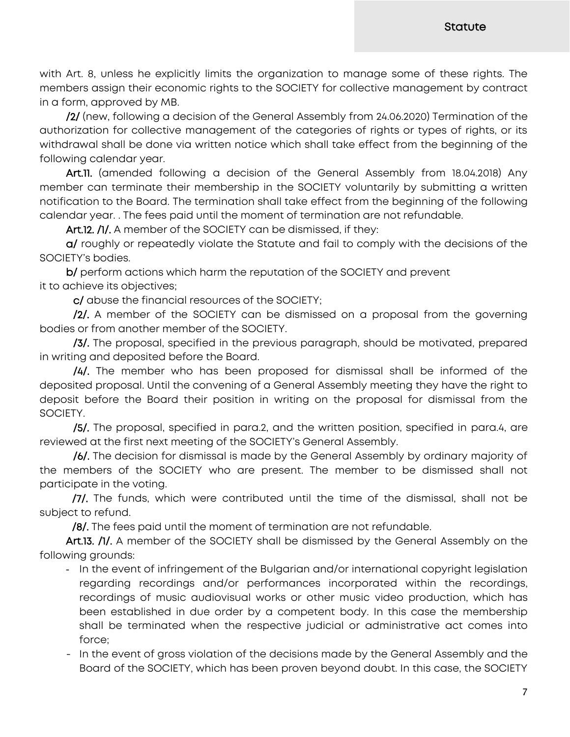with Art. 8, unless he explicitly limits the organization to manage some of these rights. The members assign their economic rights to the SOCIETY for collective management by contract in a form, approved by MB.

**/2/** (new, following a decision of the General Assembly from 24.06.2020) Termination of the authorization for collective management of the categories of rights or types of rights, or its withdrawal shall be done via written notice which shall take effect from the beginning of the following calendar year.

**Art.11.** (amended following a decision of the General Assembly from 18.04.2018) Any member can terminate their membership in the SOCIETY voluntarily by submitting a written notification to the Board. The termination shall take effect from the beginning of the following calendar year. . The fees paid until the moment of termination are not refundable.

**Art.12. /1/.** A member of the SOCIETY can be dismissed, if they:

**a/** roughly or repeatedly violate the Statute and fail to comply with the decisions of the SOCIETY's bodies.

**b/** perform actions which harm the reputation of the SOCIETY and prevent it to achieve its objectives;

**c/** abuse the financial resources of the SOCIETY;

**/2/.** A member of the SOCIETY can be dismissed on a proposal from the governing bodies or from another member of the SOCIETY.

**/3/.** The proposal, specified in the previous paragraph, should be motivated, prepared in writing and deposited before the Board.

**/4/.** The member who has been proposed for dismissal shall be informed of the deposited proposal. Until the convening of a General Assembly meeting they have the right to deposit before the Board their position in writing on the proposal for dismissal from the SOCIETY.

**/5/.** The proposal, specified in para.2, and the written position, specified in para.4, are reviewed at the first next meeting of the SOCIETY's General Assembly.

**/6/.** The decision for dismissal is made by the General Assembly by ordinary majority of the members of the SOCIETY who are present. The member to be dismissed shall not participate in the voting.

**/7/.** The funds, which were contributed until the time of the dismissal, shall not be subject to refund.

**/8/.** The fees paid until the moment of termination are not refundable.

**Art.13. /1/.** A member of the SOCIETY shall be dismissed by the General Assembly on the following grounds:

- In the event of infringement of the Bulgarian and/or international copyright legislation regarding recordings and/or performances incorporated within the recordings, recordings of music audiovisual works or other music video production, which has been established in due order by a competent body. In this case the membership shall be terminated when the respective judicial or administrative act comes into force;
- In the event of gross violation of the decisions made by the General Assembly and the Board of the SOCIETY, which has been proven beyond doubt. In this case, the SOCIETY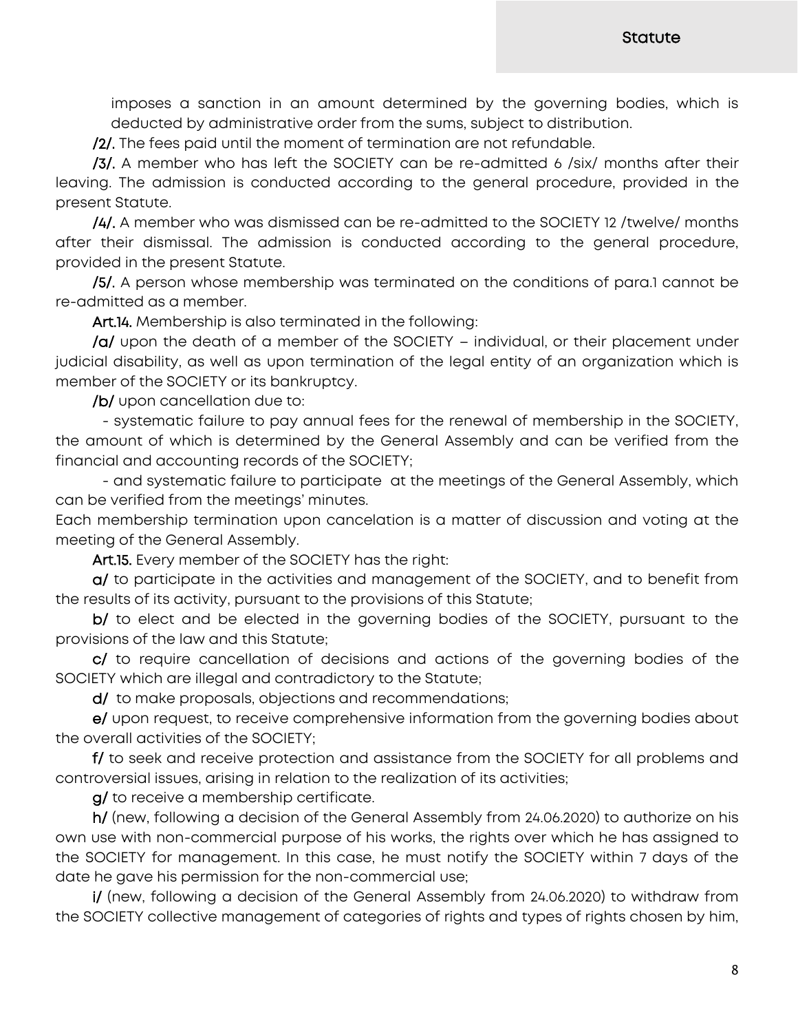imposes a sanction in an amount determined by the governing bodies, which is deducted by administrative order from the sums, subject to distribution.

**/2/.** The fees paid until the moment of termination are not refundable.

**/3/.** A member who has left the SOCIETY can be re-admitted 6 /six/ months after their leaving. The admission is conducted according to the general procedure, provided in the present Statute.

**/4/.** A member who was dismissed can be re-admitted to the SOCIETY 12 /twelve/ months after their dismissal. The admission is conducted according to the general procedure, provided in the present Statute.

**/5/.** A person whose membership was terminated on the conditions of para.1 cannot be re-admitted as a member.

**Art.14.** Membership is also terminated in the following:

**/a/** upon the death of a member of the SOCIETY – individual, or their placement under judicial disability, as well as upon termination of the legal entity of an organization which is member of the SOCIETY or its bankruptcy.

**/b/** upon cancellation due to:

- systematic failure to pay annual fees for the renewal of membership in the SOCIETY, the amount of which is determined by the General Assembly and can be verified from the financial and accounting records of the SOCIETY;
- and systematic failure to participate at the meetings of the General Assembly, which can be verified from the meetings' minutes.

Each membership termination upon cancelation is a matter of discussion and voting at the meeting of the General Assembly.

**Art.15.** Every member of the SOCIETY has the right:

**a/** to participate in the activities and management of the SOCIETY, and to benefit from the results of its activity, pursuant to the provisions of this Statute;

**b/** to elect and be elected in the governing bodies of the SOCIETY, pursuant to the provisions of the law and this Statute;

**c/** to require cancellation of decisions and actions of the governing bodies of the SOCIETY which are illegal and contradictory to the Statute;

**d/** to make proposals, objections and recommendations;

**e/** upon request, to receive comprehensive information from the governing bodies about the overall activities of the SOCIETY;

**f/** to seek and receive protection and assistance from the SOCIETY for all problems and controversial issues, arising in relation to the realization of its activities;

**g/** to receive a membership certificate.

**h/** (new, following a decision of the General Assembly from 24.06.2020) to authorize on his own use with non-commercial purpose of his works, the rights over which he has assigned to the SOCIETY for management. In this case, he must notify the SOCIETY within 7 days of the date he gave his permission for the non-commercial use;

**i/** (new, following a decision of the General Assembly from 24.06.2020) to withdraw from the SOCIETY collective management of categories of rights and types of rights chosen by him,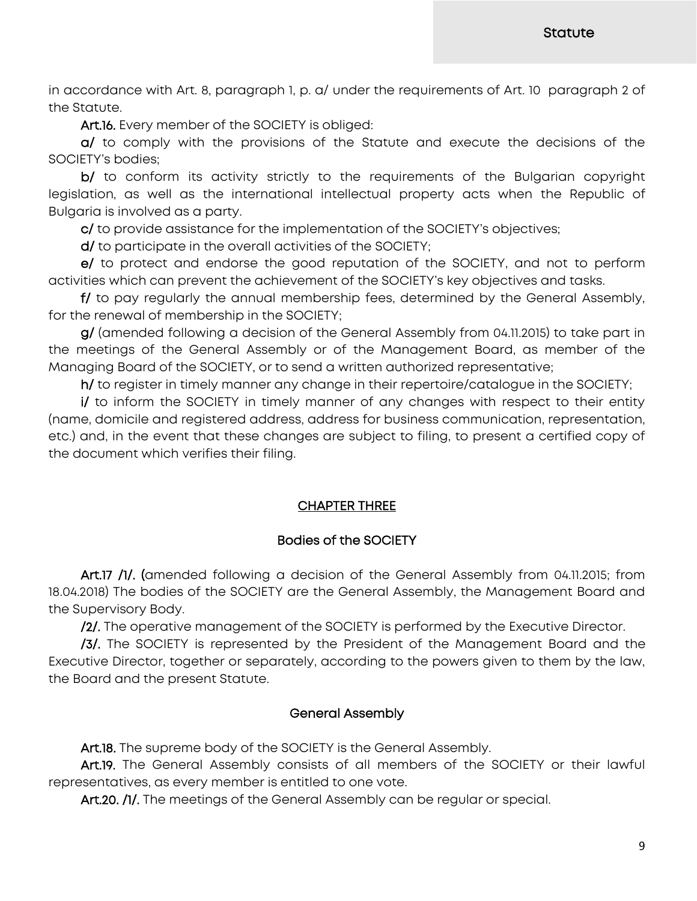in accordance with Art. 8, paragraph 1, p. a/ under the requirements of Art. 10 paragraph 2 of the Statute.

**Art.16.** Every member of the SOCIETY is obliged:

**a/** to comply with the provisions of the Statute and execute the decisions of the SOCIETY's bodies;

**b/** to conform its activity strictly to the requirements of the Bulgarian copyright legislation, as well as the international intellectual property acts when the Republic of Bulgaria is involved as a party.

**c/** to provide assistance for the implementation of the SOCIETY's objectives;

**d/** to participate in the overall activities of the SOCIETY;

**e/** to protect and endorse the good reputation of the SOCIETY, and not to perform activities which can prevent the achievement of the SOCIETY's key objectives and tasks.

**f/** to pay regularly the annual membership fees, determined by the General Assembly, for the renewal of membership in the SOCIETY;

**g/** (amended following a decision of the General Assembly from 04.11.2015) to take part in the meetings of the General Assembly or of the Management Board, as member of the Managing Board of the SOCIETY, or to send a written authorized representative;

**h/** to register in timely manner any change in their repertoire/catalogue in the SOCIETY;

**i/** to inform the SOCIETY in timely manner of any changes with respect to their entity (name, domicile and registered address, address for business communication, representation, etc.) and, in the event that these changes are subject to filing, to present a certified copy of the document which verifies their filing.

## CHAPTER THREE

### Bodies of the SOCIETY

**Art.17 /1/. (**amended following a decision of the General Assembly from 04.11.2015; from 18.04.2018) The bodies of the SOCIETY are the General Assembly, the Management Board and the Supervisory Body.

**/2/.** The operative management of the SOCIETY is performed by the Executive Director.

**/3/.** The SOCIETY is represented by the President of the Management Board and the Executive Director, together or separately, according to the powers given to them by the law, the Board and the present Statute.

### General Assembly

**Art.18.** The supreme body of the SOCIETY is the General Assembly.

**Art.19.** The General Assembly consists of all members of the SOCIETY or their lawful representatives, as every member is entitled to one vote.

**Art.20. /1/.** The meetings of the General Assembly can be regular or special.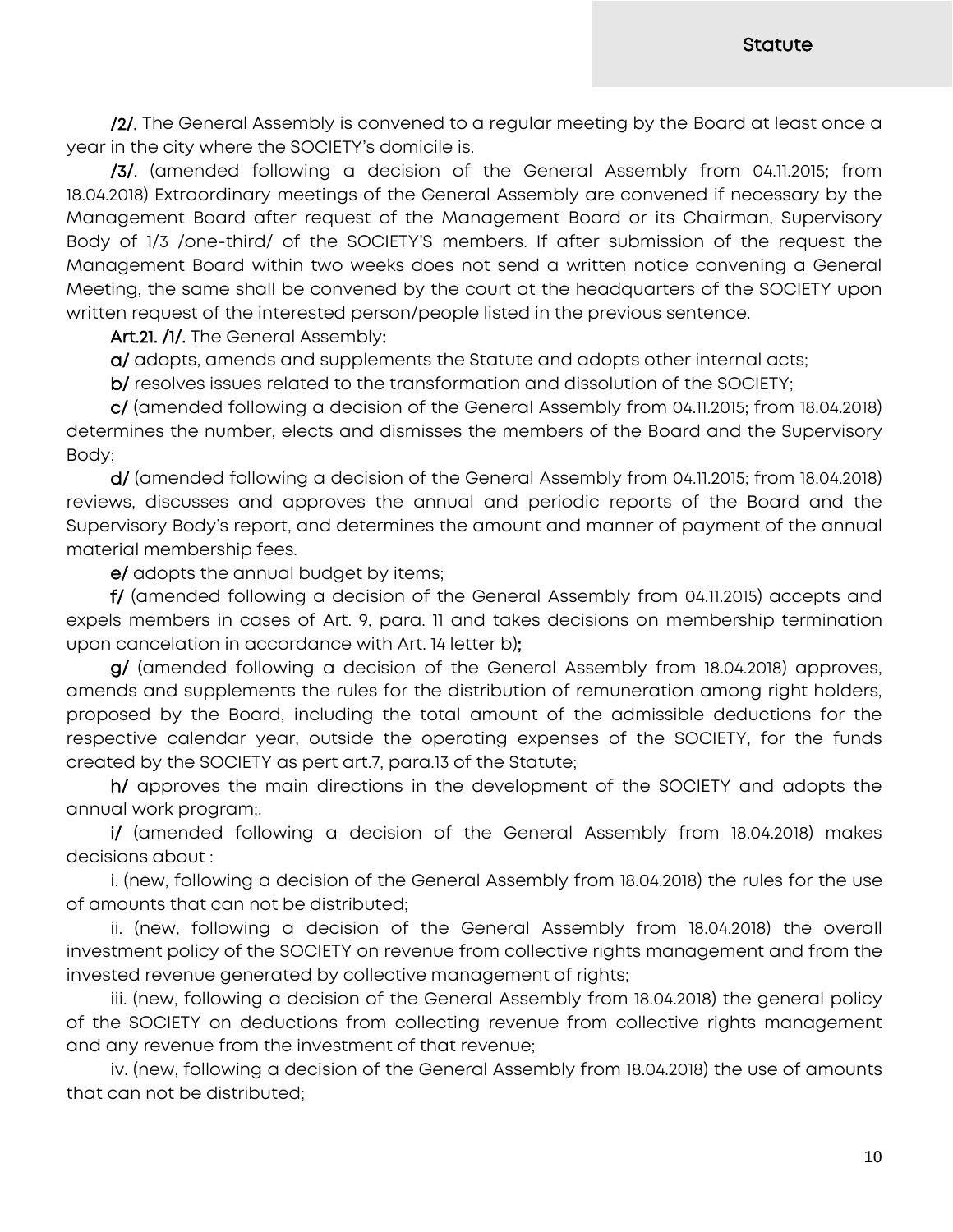**/2/.** The General Assembly is convened to a regular meeting by the Board at least once a year in the city where the SOCIETY's domicile is.

**/3/.** (amended following a decision of the General Assembly from 04.11.2015; from 18.04.2018) Extraordinary meetings of the General Assembly are convened if necessary by the Management Board after request of the Management Board or its Chairman, Supervisory Body of 1/3 /one-third/ of the SOCIETY'S members. If after submission of the request the Management Board within two weeks does not send a written notice convening a General Meeting, the same shall be convened by the court at the headquarters of the SOCIETY upon written request of the interested person/people listed in the previous sentence.

**Art.21. /1/.** The General Assembly**:**

**a/** adopts, amends and supplements the Statute and adopts other internal acts;

**b/** resolves issues related to the transformation and dissolution of the SOCIETY;

**c/** (amended following a decision of the General Assembly from 04.11.2015; from 18.04.2018) determines the number, elects and dismisses the members of the Board and the Supervisory Body;

**d/** (amended following a decision of the General Assembly from 04.11.2015; from 18.04.2018) reviews, discusses and approves the annual and periodic reports of the Board and the Supervisory Body's report, and determines the amount and manner of payment of the annual material membership fees.

**e/** adopts the annual budget by items;

**f/** (amended following a decision of the General Assembly from 04.11.2015) accepts and expels members in cases of Art. 9, para. 11 and takes decisions on membership termination upon cancelation in accordance with Art. 14 letter b)**;**

**g/** (amended following a decision of the General Assembly from 18.04.2018) approves, amends and supplements the rules for the distribution of remuneration among right holders, proposed by the Board, including the total amount of the admissible deductions for the respective calendar year, outside the operating expenses of the SOCIETY, for the funds created by the SOCIETY as pert art.7, para.13 of the Statute;

**h/** approves the main directions in the development of the SOCIETY and adopts the annual work program;.

**i/** (amended following a decision of the General Assembly from 18.04.2018) makes decisions about :

i. (new, following a decision of the General Assembly from 18.04.2018) the rules for the use of amounts that can not be distributed;

ii. (new, following a decision of the General Assembly from 18.04.2018) the overall investment policy of the SOCIETY on revenue from collective rights management and from the invested revenue generated by collective management of rights;

iii. (new, following a decision of the General Assembly from 18.04.2018) the general policy of the SOCIETY on deductions from collecting revenue from collective rights management and any revenue from the investment of that revenue;

iv. (new, following a decision of the General Assembly from 18.04.2018) the use of amounts that can not be distributed;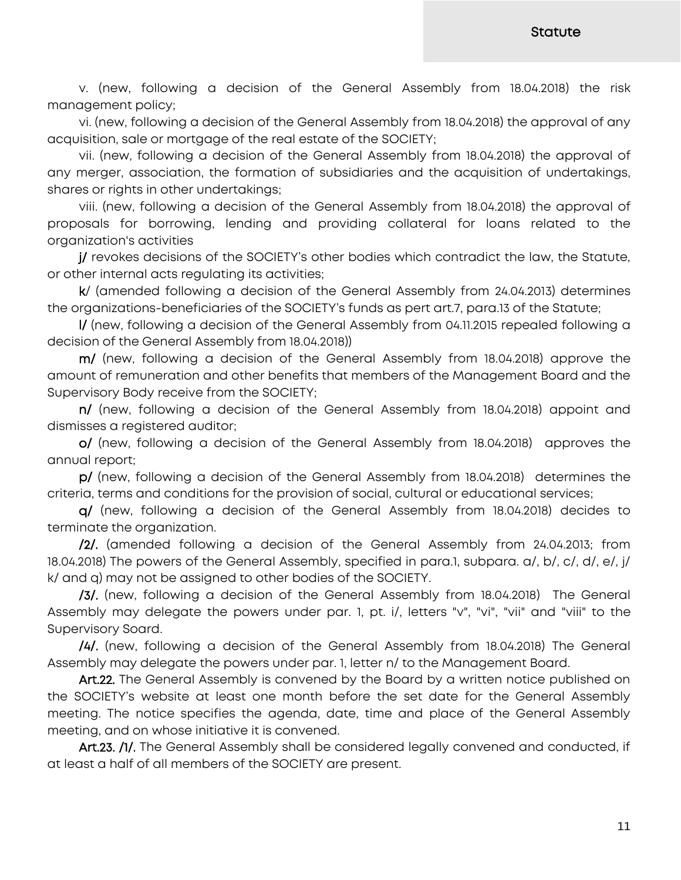v. (new, following a decision of the General Assembly from 18.04.2018) the risk management policy;

vi. (new, following a decision of the General Assembly from 18.04.2018) the approval of any acquisition, sale or mortgage of the real estate of the SOCIETY;

vii. (new, following a decision of the General Assembly from 18.04.2018) the approval of any merger, association, the formation of subsidiaries and the acquisition of undertakings, shares or rights in other undertakings;

viii. (new, following a decision of the General Assembly from 18.04.2018) the approval of proposals for borrowing, lending and providing collateral for loans related to the organization's activities

**j/** revokes decisions of the SOCIETY's other bodies which contradict the law, the Statute, or other internal acts regulating its activities;

**k/** (amended following a decision of the General Assembly from 24.04.2013) determines the organizations-beneficiaries of the SOCIETY's funds as pert art.7, para.13 of the Statute;

**l/** (new, following a decision of the General Assembly from 04.11.2015 repealed following a decision of the General Assembly from 18.04.2018))

**m/** (new, following a decision of the General Assembly from 18.04.2018) approve the amount of remuneration and other benefits that members of the Management Board and the Supervisory Body receive from the SOCIETY;

**n/** (new, following a decision of the General Assembly from 18.04.2018) appoint and dismisses a registered auditor;

**o/** (new, following a decision of the General Assembly from 18.04.2018) approves the annual report;

**p/** (new, following a decision of the General Assembly from 18.04.2018) determines the criteria, terms and conditions for the provision of social, cultural or educational services;

**q/** (new, following a decision of the General Assembly from 18.04.2018) decides to terminate the organization.

**/2/.** (amended following a decision of the General Assembly from 24.04.2013; from 18.04.2018) The powers of the General Assembly, specified in para.1, subpara. a/, b/, c/, d/, e/, j/ k/ and q) may not be assigned to other bodies of the SOCIETY.

**/3/.** (new, following a decision of the General Assembly from 18.04.2018) The General Assembly may delegate the powers under par. 1, pt. i/, letters "v", "vi", "vii" and "viii" to the Supervisory Soard.

**/4/.** (new, following a decision of the General Assembly from 18.04.2018) The General Assembly may delegate the powers under par. 1, letter n/ to the Management Board.

**Art.22.** The General Assembly is convened by the Board by a written notice published on the SOCIETY's website at least one month before the set date for the General Assembly meeting. The notice specifies the agenda, date, time and place of the General Assembly meeting, and on whose initiative it is convened.

**Art.23. /1/.** The General Assembly shall be considered legally convened and conducted, if at least a half of all members of the SOCIETY are present.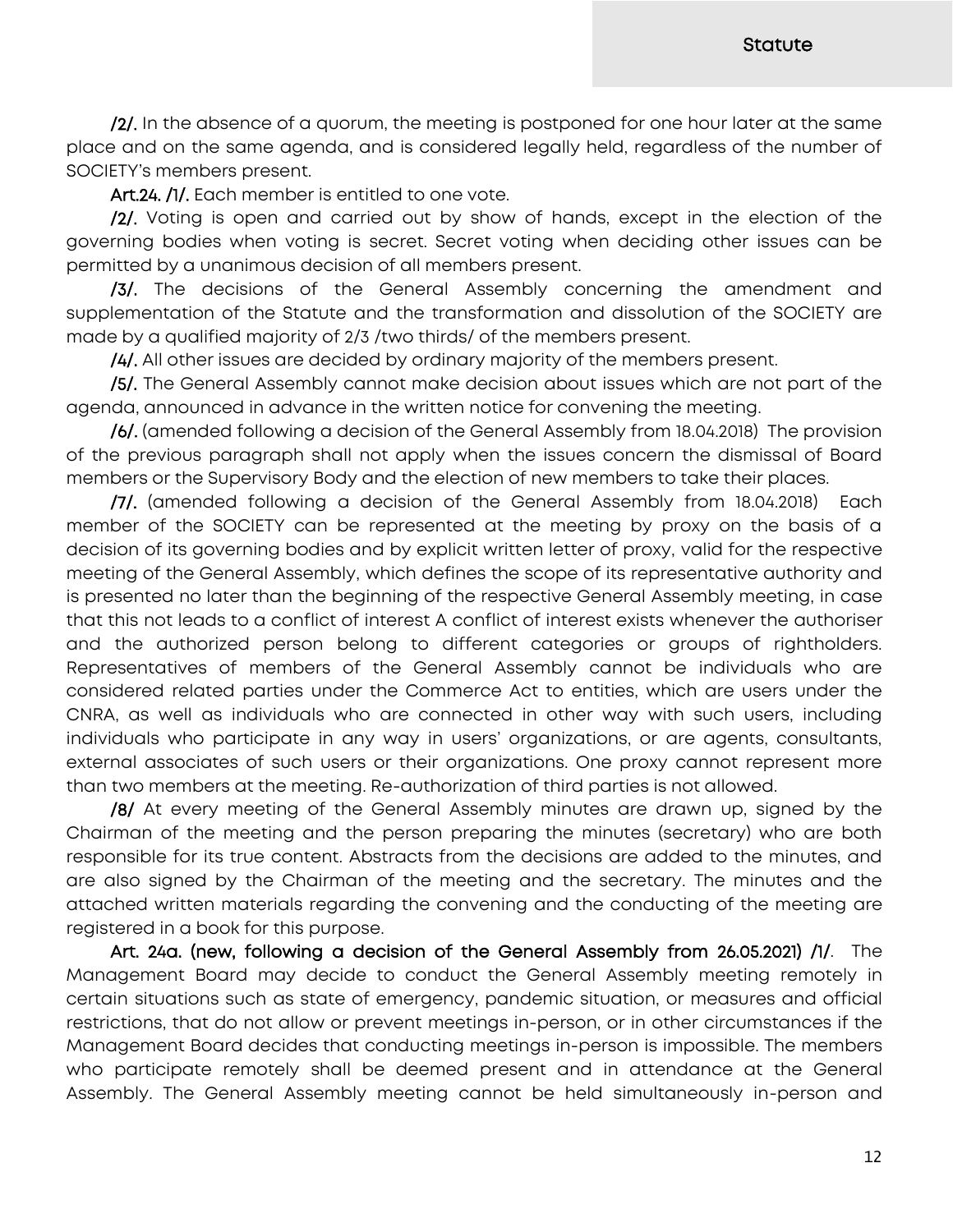**/2/.** In the absence of a quorum, the meeting is postponed for one hour later at the same place and on the same agenda, and is considered legally held, regardless of the number of SOCIETY's members present.

**Art.24. /1/.** Each member is entitled to one vote.

**/2/.** Voting is open and carried out by show of hands, except in the election of the governing bodies when voting is secret. Secret voting when deciding other issues can be permitted by a unanimous decision of all members present.

**/3/.** The decisions of the General Assembly concerning the amendment and supplementation of the Statute and the transformation and dissolution of the SOCIETY are made by a qualified majority of 2/3 /two thirds/ of the members present.

**/4/.** All other issues are decided by ordinary majority of the members present.

**/5/.** The General Assembly cannot make decision about issues which are not part of the agenda, announced in advance in the written notice for convening the meeting.

**/6/.** (amended following a decision of the General Assembly from 18.04.2018) The provision of the previous paragraph shall not apply when the issues concern the dismissal of Board members or the Supervisory Body and the election of new members to take their places.

**/7/.** (amended following a decision of the General Assembly from 18.04.2018) Each member of the SOCIETY can be represented at the meeting by proxy on the basis of a decision of its governing bodies and by explicit written letter of proxy, valid for the respective meeting of the General Assembly, which defines the scope of its representative authority and is presented no later than the beginning of the respective General Assembly meeting, in case that this not leads to a conflict of interest A conflict of interest exists whenever the authoriser and the authorized person belong to different categories or groups of rightholders. Representatives of members of the General Assembly cannot be individuals who are considered related parties under the Commerce Act to entities, which are users under the CNRA, as well as individuals who are connected in other way with such users, including individuals who participate in any way in users' organizations, or are agents, consultants, external associates of such users or their organizations. One proxy cannot represent more than two members at the meeting. Re-authorization of third parties is not allowed.

**/8/** At every meeting of the General Assembly minutes are drawn up, signed by the Chairman of the meeting and the person preparing the minutes (secretary) who are both responsible for its true content. Abstracts from the decisions are added to the minutes, and are also signed by the Chairman of the meeting and the secretary. The minutes and the attached written materials regarding the convening and the conducting of the meeting are registered in a book for this purpose.

**Art. 24a. (new, following a decision of the General Assembly from 26.05.2021) /1/**. The Management Board may decide to conduct the General Assembly meeting remotely in certain situations such as state of emergency, pandemic situation, or measures and official restrictions, that do not allow or prevent meetings in-person, or in other circumstances if the Management Board decides that conducting meetings in-person is impossible. The members who participate remotely shall be deemed present and in attendance at the General Assembly. The General Assembly meeting cannot be held simultaneously in-person and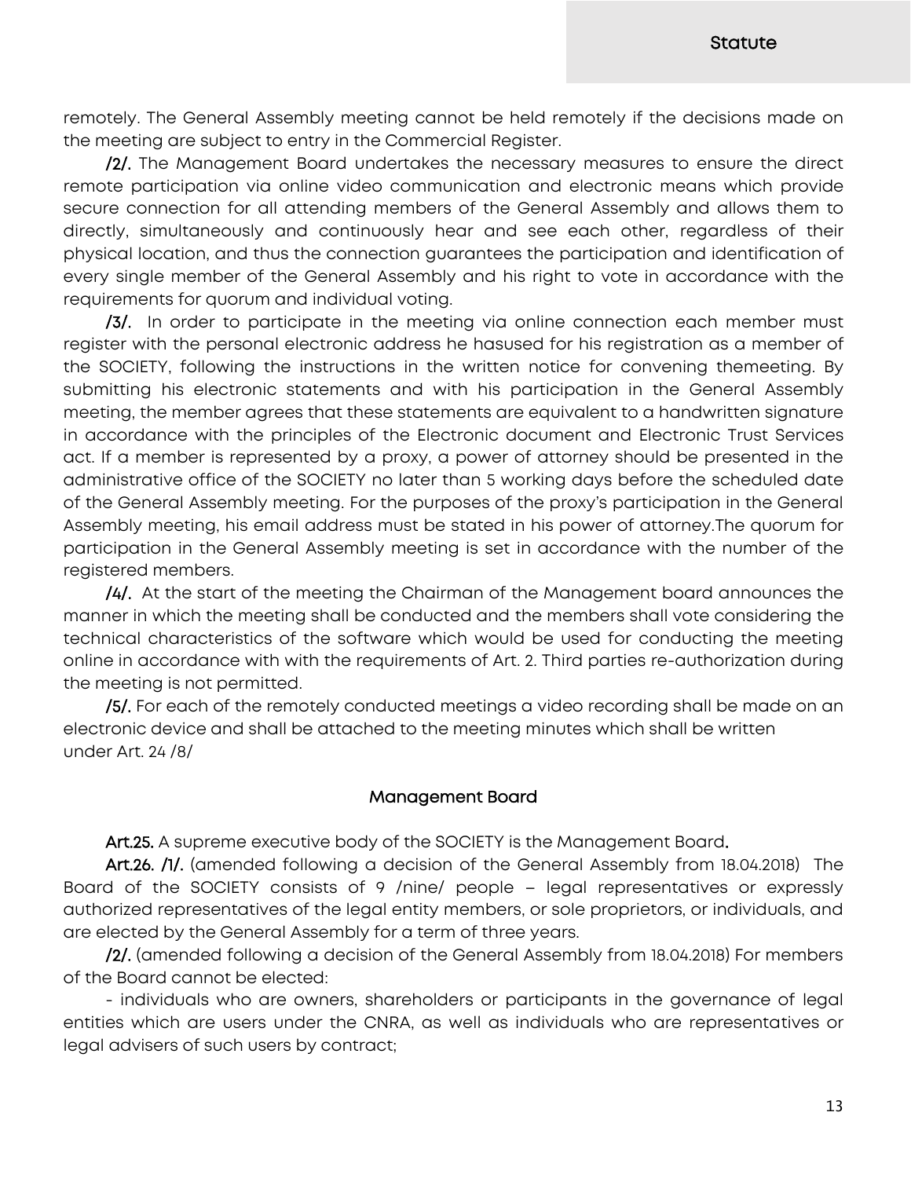remotely. The General Assembly meeting cannot be held remotely if the decisions made on the meeting are subject to entry in the Commercial Register.

**/2/.** The Management Board undertakes the necessary measures to ensure the direct remote participation via online video communication and electronic means which provide secure connection for all attending members of the General Assembly and allows them to directly, simultaneously and continuously hear and see each other, regardless of their physical location, and thus the connection guarantees the participation and identification of every single member of the General Assembly and his right to vote in accordance with the requirements for quorum and individual voting.

**/3/.** In order to participate in the meeting via online connection each member must register with the personal electronic address he hasused for his registration as a member of the SOCIETY, following the instructions in the written notice for convening themeeting. By submitting his electronic statements and with his participation in the General Assembly meeting, the member agrees that these statements are equivalent to a handwritten signature in accordance with the principles of the Electronic document and Electronic Trust Services act. If a member is represented by a proxy, a power of attorney should be presented in the administrative office of the SOCIETY no later than 5 working days before the scheduled date of the General Assembly meeting. For the purposes of the proxy's participation in the General Assembly meeting, his email address must be stated in his power of attorney.The quorum for participation in the General Assembly meeting is set in accordance with the number of the registered members.

**/4/.** At the start of the meeting the Chairman of the Management board announces the manner in which the meeting shall be conducted and the members shall vote considering the technical characteristics of the software which would be used for conducting the meeting online in accordance with with the requirements of Art. 2. Third parties re-authorization during the meeting is not permitted.

**/5/.** For each of the remotely conducted meetings a video recording shall be made on an electronic device and shall be attached to the meeting minutes which shall be written under Art. 24 /8/

## Management Board

**Art.25.** A supreme executive body of the SOCIETY is the Management Board**.**

**Art.26. /1/.** (amended following a decision of the General Assembly from 18.04.2018) The Board of the SOCIETY consists of 9 /nine/ people – legal representatives or expressly authorized representatives of the legal entity members, or sole proprietors, or individuals, and are elected by the General Assembly for a term of three years.

**/2/.** (amended following a decision of the General Assembly from 18.04.2018) For members of the Board cannot be elected:

- individuals who are owners, shareholders or participants in the governance of legal entities which are users under the CNRA, as well as individuals who are representatives or legal advisers of such users by contract;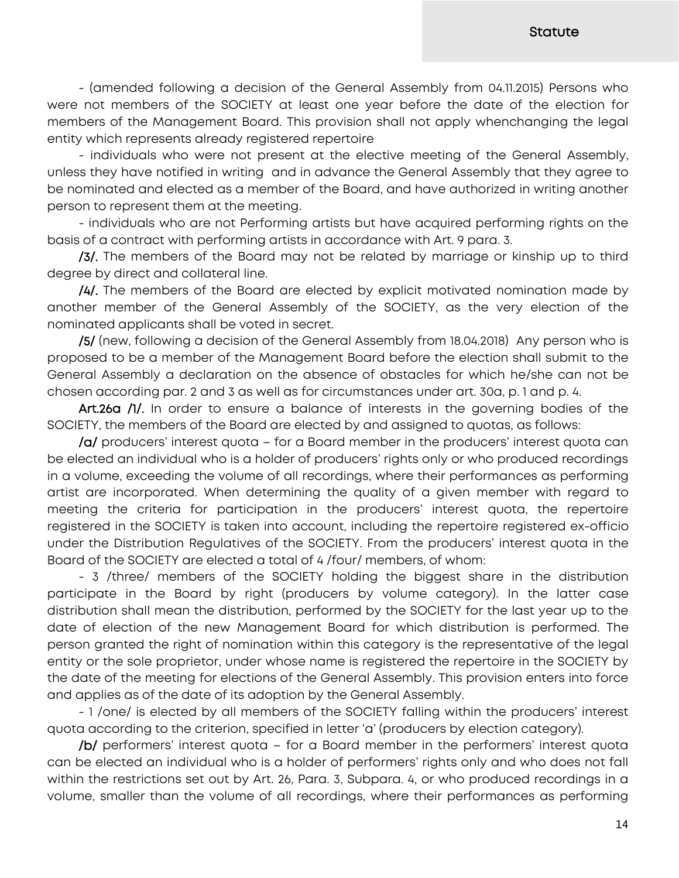- (amended following a decision of the General Assembly from 04.11.2015) Persons who were not members of the SOCIETY at least one year before the date of the election for members of the Management Board. This provision shall not apply whenchanging the legal entity which represents already registered repertoire

- individuals who were not present at the elective meeting of the General Assembly, unless they have notified in writing and in advance the General Assembly that they agree to be nominated and elected as a member of the Board, and have authorized in writing another person to represent them at the meeting.

- individuals who are not Performing artists but have acquired performing rights on the basis of a contract with performing artists in accordance with Art. 9 para. 3.

**/3/.** The members of the Board may not be related by marriage or kinship up to third degree by direct and collateral line.

**/4/.** The members of the Board are elected by explicit motivated nomination made by another member of the General Assembly of the SOCIETY, as the very election of the nominated applicants shall be voted in secret.

**/5/** (new, following a decision of the General Assembly from 18.04.2018) Any person who is proposed to be a member of the Management Board before the election shall submit to the General Assembly a declaration on the absence of obstacles for which he/she can not be chosen according par. 2 and 3 as well as for circumstances under art. 30a, p. 1 and p. 4.

**Art.26a /1/.** In order to ensure a balance of interests in the governing bodies of the SOCIETY, the members of the Board are elected by and assigned to quotas, as follows:

**/a/** producers' interest quota – for a Board member in the producers' interest quota can be elected an individual who is a holder of producers' rights only or who produced recordings in a volume, exceeding the volume of all recordings, where their performances as performing artist are incorporated. When determining the quality of a given member with regard to meeting the criteria for participation in the producers' interest quota, the repertoire registered in the SOCIETY is taken into account, including the repertoire registered ex-officio under the Distribution Regulatives of the SOCIETY. From the producers' interest quota in the Board of the SOCIETY are elected a total of 4 /four/ members, of whom:

- 3 /three/ members of the SOCIETY holding the biggest share in the distribution participate in the Board by right (producers by volume category). In the latter case distribution shall mean the distribution, performed by the SOCIETY for the last year up to the date of election of the new Management Board for which distribution is performed. The person granted the right of nomination within this category is the representative of the legal entity or the sole proprietor, under whose name is registered the repertoire in the SOCIETY by the date of the meeting for elections of the General Assembly. This provision enters into force and applies as of the date of its adoption by the General Assembly.

- 1 /one/ is elected by all members of the SOCIETY falling within the producers' interest quota according to the criterion, specified in letter 'a' (producers by election category).

**/b/** performers' interest quota – for a Board member in the performers' interest quota can be elected an individual who is a holder of performers' rights only and who does not fall within the restrictions set out by Art. 26, Para. 3, Subpara. 4, or who produced recordings in a volume, smaller than the volume of all recordings, where their performances as performing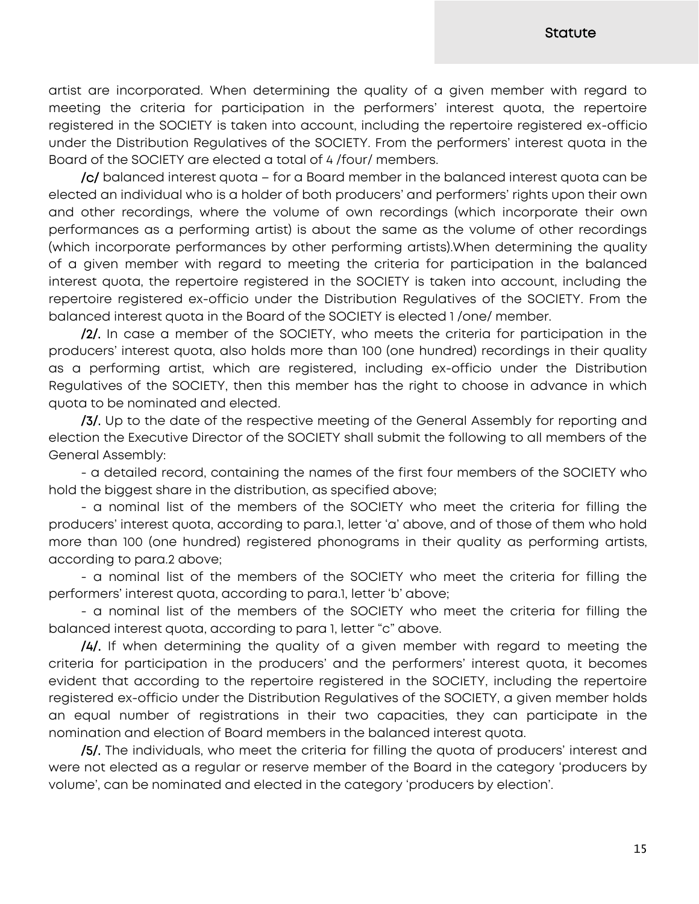artist are incorporated. When determining the quality of a given member with regard to meeting the criteria for participation in the performers' interest quota, the repertoire registered in the SOCIETY is taken into account, including the repertoire registered ex-officio under the Distribution Regulatives of the SOCIETY. From the performers' interest quota in the Board of the SOCIETY are elected a total of 4 /four/ members.

**/c/** balanced interest quota – for a Board member in the balanced interest quota can be elected an individual who is a holder of both producers' and performers' rights upon their own and other recordings, where the volume of own recordings (which incorporate their own performances as a performing artist) is about the same as the volume of other recordings (which incorporate performances by other performing artists).When determining the quality of a given member with regard to meeting the criteria for participation in the balanced interest quota, the repertoire registered in the SOCIETY is taken into account, including the repertoire registered ex-officio under the Distribution Regulatives of the SOCIETY. From the balanced interest quota in the Board of the SOCIETY is elected 1 /one/ member.

**/2/.** In case a member of the SOCIETY, who meets the criteria for participation in the producers' interest quota, also holds more than 100 (one hundred) recordings in their quality as a performing artist, which are registered, including ex-officio under the Distribution Regulatives of the SOCIETY, then this member has the right to choose in advance in which quota to be nominated and elected.

**/3/.** Up to the date of the respective meeting of the General Assembly for reporting and election the Executive Director of the SOCIETY shall submit the following to all members of the General Assembly:

- a detailed record, containing the names of the first four members of the SOCIETY who hold the biggest share in the distribution, as specified above;
- a nominal list of the members of the SOCIETY who meet the criteria for filling the producers' interest quota, according to para.1, letter 'a' above, and of those of them who hold more than 100 (one hundred) registered phonograms in their quality as performing artists, according to para.2 above;
- a nominal list of the members of the SOCIETY who meet the criteria for filling the performers' interest quota, according to para.1, letter 'b' above;
- a nominal list of the members of the SOCIETY who meet the criteria for filling the balanced interest quota, according to para 1, letter "c" above.

**/4/.** If when determining the quality of a given member with regard to meeting the criteria for participation in the producers' and the performers' interest quota, it becomes evident that according to the repertoire registered in the SOCIETY, including the repertoire registered ex-officio under the Distribution Regulatives of the SOCIETY, a given member holds an equal number of registrations in their two capacities, they can participate in the nomination and election of Board members in the balanced interest quota.

**/5/.** The individuals, who meet the criteria for filling the quota of producers' interest and were not elected as a regular or reserve member of the Board in the category 'producers by volume', can be nominated and elected in the category 'producers by election'.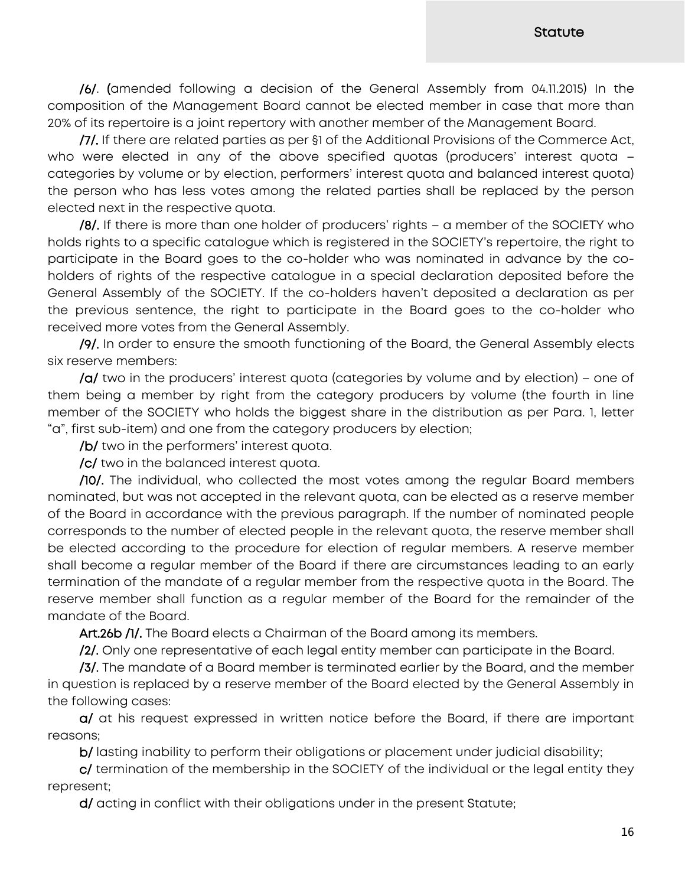**/6/**. (amended following a decision of the General Assembly from 04.11.2015) In the composition of the Management Board cannot be elected member in case that more than 20% of its repertoire is a joint repertory with another member of the Management Board.

**/7/.** If there are related parties as per §1 of the Additional Provisions of the Commerce Act, who were elected in any of the above specified quotas (producers' interest quota – categories by volume or by election, performers' interest quota and balanced interest quota) the person who has less votes among the related parties shall be replaced by the person elected next in the respective quota.

**/8/.** If there is more than one holder of producers' rights – a member of the SOCIETY who holds rights to a specific catalogue which is registered in the SOCIETY's repertoire, the right to participate in the Board goes to the co-holder who was nominated in advance by the co-holders of rights of the respective catalogue in a special declaration deposited before the General Assembly of the SOCIETY. If the co-holders haven't deposited a declaration as per the previous sentence, the right to participate in the Board goes to the co-holder who received more votes from the General Assembly.

**/9/.** In order to ensure the smooth functioning of the Board, the General Assembly elects six reserve members:

**/a/** two in the producers' interest quota (categories by volume and by election) – one of them being a member by right from the category producers by volume (the fourth in line member of the SOCIETY who holds the biggest share in the distribution as per Para. 1, letter "a", first sub-item) and one from the category producers by election;

**/b/** two in the performers' interest quota.

**/c/** two in the balanced interest quota.

**/10/.** The individual, who collected the most votes among the regular Board members nominated, but was not accepted in the relevant quota, can be elected as a reserve member of the Board in accordance with the previous paragraph. If the number of nominated people corresponds to the number of elected people in the relevant quota, the reserve member shall be elected according to the procedure for election of regular members. A reserve member shall become a regular member of the Board if there are circumstances leading to an early termination of the mandate of a regular member from the respective quota in the Board. The reserve member shall function as a regular member of the Board for the remainder of the mandate of the Board.

**Art.26b /1/.** The Board elects a Chairman of the Board among its members.

**/2/.** Only one representative of each legal entity member can participate in the Board.

**/3/.** The mandate of a Board member is terminated earlier by the Board, and the member in question is replaced by a reserve member of the Board elected by the General Assembly in the following cases:

**a/** at his request expressed in written notice before the Board, if there are important reasons;

**b/** lasting inability to perform their obligations or placement under judicial disability;

**c/** termination of the membership in the SOCIETY of the individual or the legal entity they represent;

**d/** acting in conflict with their obligations under in the present Statute;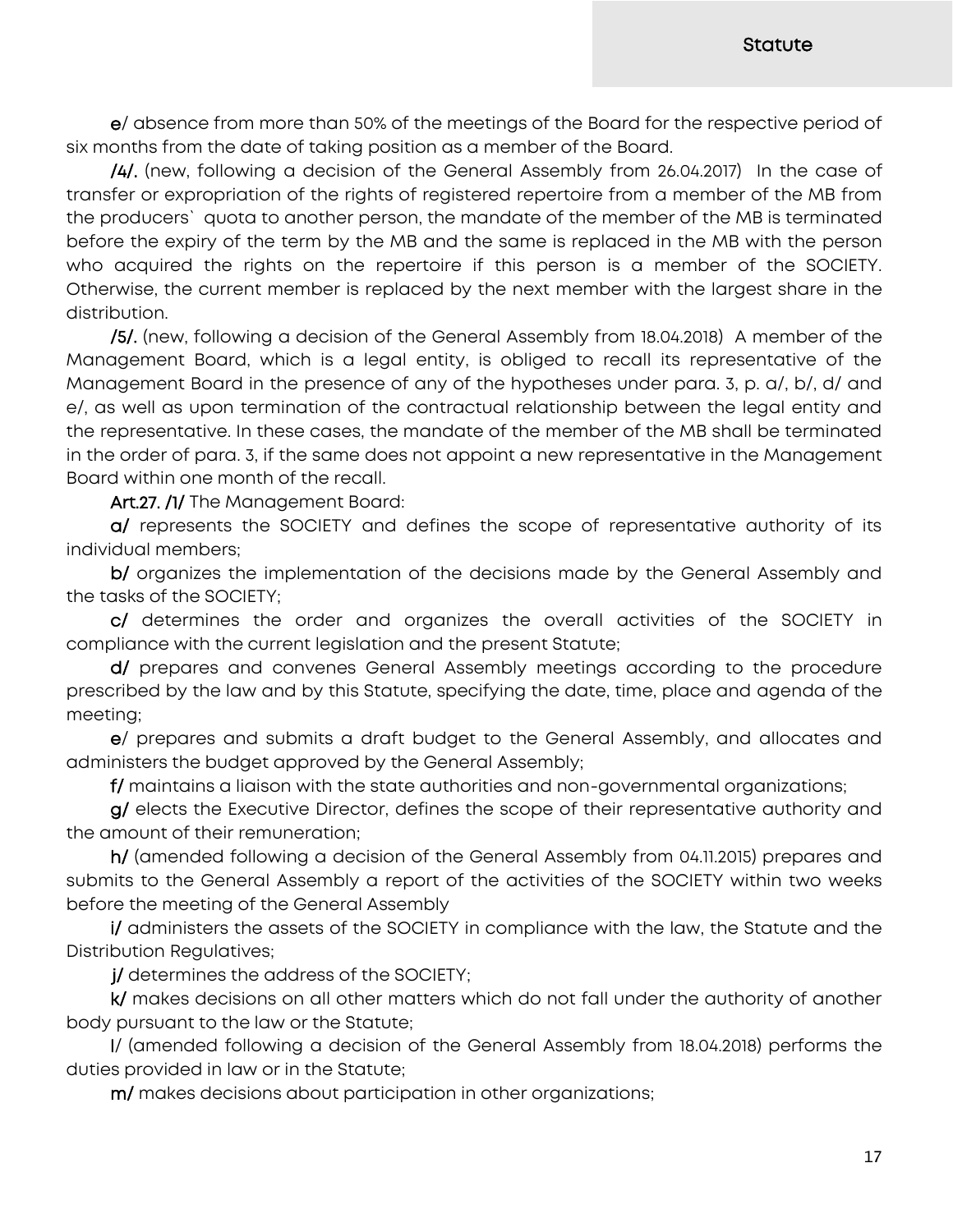**e/** absence from more than 50% of the meetings of the Board for the respective period of six months from the date of taking position as a member of the Board.

**/4/.** (new, following a decision of the General Assembly from 26.04.2017) In the case of transfer or expropriation of the rights of registered repertoire from a member of the MB from the producers` quota to another person, the mandate of the member of the MB is terminated before the expiry of the term by the MB and the same is replaced in the MB with the person who acquired the rights on the repertoire if this person is a member of the SOCIETY. Otherwise, the current member is replaced by the next member with the largest share in the distribution.

**/5/.** (new, following a decision of the General Assembly from 18.04.2018) A member of the Management Board, which is a legal entity, is obliged to recall its representative of the Management Board in the presence of any of the hypotheses under para. 3, p. a/, b/, d/ and e/, as well as upon termination of the contractual relationship between the legal entity and the representative. In these cases, the mandate of the member of the MB shall be terminated in the order of para. 3, if the same does not appoint a new representative in the Management Board within one month of the recall.

**Art.27. /1/** The Management Board:

**a/** represents the SOCIETY and defines the scope of representative authority of its individual members;

**b/** organizes the implementation of the decisions made by the General Assembly and the tasks of the SOCIETY;

**c/** determines the order and organizes the overall activities of the SOCIETY in compliance with the current legislation and the present Statute;

**d/** prepares and convenes General Assembly meetings according to the procedure prescribed by the law and by this Statute, specifying the date, time, place and agenda of the meeting;

**e/** prepares and submits a draft budget to the General Assembly, and allocates and administers the budget approved by the General Assembly;

**f/** maintains a liaison with the state authorities and non-governmental organizations;

**g/** elects the Executive Director, defines the scope of their representative authority and the amount of their remuneration;

**h/** (amended following a decision of the General Assembly from 04.11.2015) prepares and submits to the General Assembly a report of the activities of the SOCIETY within two weeks before the meeting of the General Assembly

**i/** administers the assets of the SOCIETY in compliance with the law, the Statute and the Distribution Regulatives;

**j/** determines the address of the SOCIETY;

**k/** makes decisions on all other matters which do not fall under the authority of another body pursuant to the law or the Statute;

**l/** (amended following a decision of the General Assembly from 18.04.2018) performs the duties provided in law or in the Statute;

**m/** makes decisions about participation in other organizations;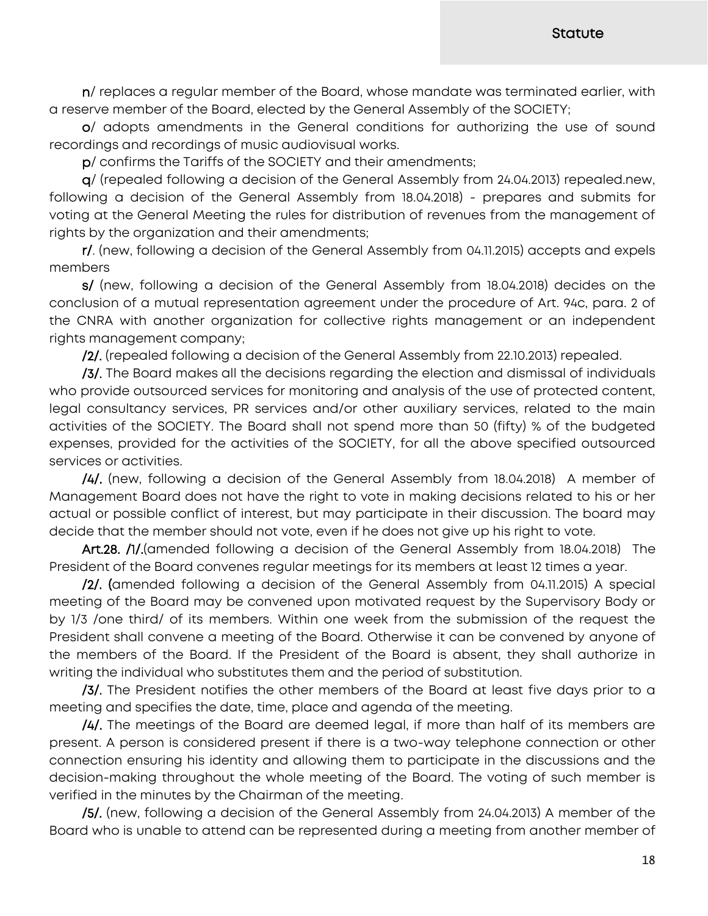**n**/ replaces a regular member of the Board, whose mandate was terminated earlier, with a reserve member of the Board, elected by the General Assembly of the SOCIETY;

**o**/ adopts amendments in the General conditions for authorizing the use of sound recordings and recordings of music audiovisual works.

**p**/ confirms the Tariffs of the SOCIETY and their amendments;

**q**/ (repealed following a decision of the General Assembly from 24.04.2013) repealed.new, following a decision of the General Assembly from 18.04.2018) - prepares and submits for voting at the General Meeting the rules for distribution of revenues from the management of rights by the organization and their amendments;

**r/**. (new, following a decision of the General Assembly from 04.11.2015) accepts and expels members

**s/** (new, following a decision of the General Assembly from 18.04.2018) decides on the conclusion of a mutual representation agreement under the procedure of Art. 94c, para. 2 of the CNRA with another organization for collective rights management or an independent rights management company;

**/2/.** (repealed following a decision of the General Assembly from 22.10.2013) repealed.

**/3/.** The Board makes all the decisions regarding the election and dismissal of individuals who provide outsourced services for monitoring and analysis of the use of protected content, legal consultancy services, PR services and/or other auxiliary services, related to the main activities of the SOCIETY. The Board shall not spend more than 50 (fifty) % of the budgeted expenses, provided for the activities of the SOCIETY, for all the above specified outsourced services or activities.

**/4/.** (new, following a decision of the General Assembly from 18.04.2018) A member of Management Board does not have the right to vote in making decisions related to his or her actual or possible conflict of interest, but may participate in their discussion. The board may decide that the member should not vote, even if he does not give up his right to vote.

**Art.28. /1/.**(amended following a decision of the General Assembly from 18.04.2018) The President of the Board convenes regular meetings for its members at least 12 times a year.

**/2/. (**amended following a decision of the General Assembly from 04.11.2015) A special meeting of the Board may be convened upon motivated request by the Supervisory Body or by 1/3 /one third/ of its members. Within one week from the submission of the request the President shall convene a meeting of the Board. Otherwise it can be convened by anyone of the members of the Board. If the President of the Board is absent, they shall authorize in writing the individual who substitutes them and the period of substitution.

**/3/.** The President notifies the other members of the Board at least five days prior to a meeting and specifies the date, time, place and agenda of the meeting.

**/4/.** The meetings of the Board are deemed legal, if more than half of its members are present. A person is considered present if there is a two-way telephone connection or other connection ensuring his identity and allowing them to participate in the discussions and the decision-making throughout the whole meeting of the Board. The voting of such member is verified in the minutes by the Chairman of the meeting.

**/5/.** (new, following a decision of the General Assembly from 24.04.2013) A member of the Board who is unable to attend can be represented during a meeting from another member of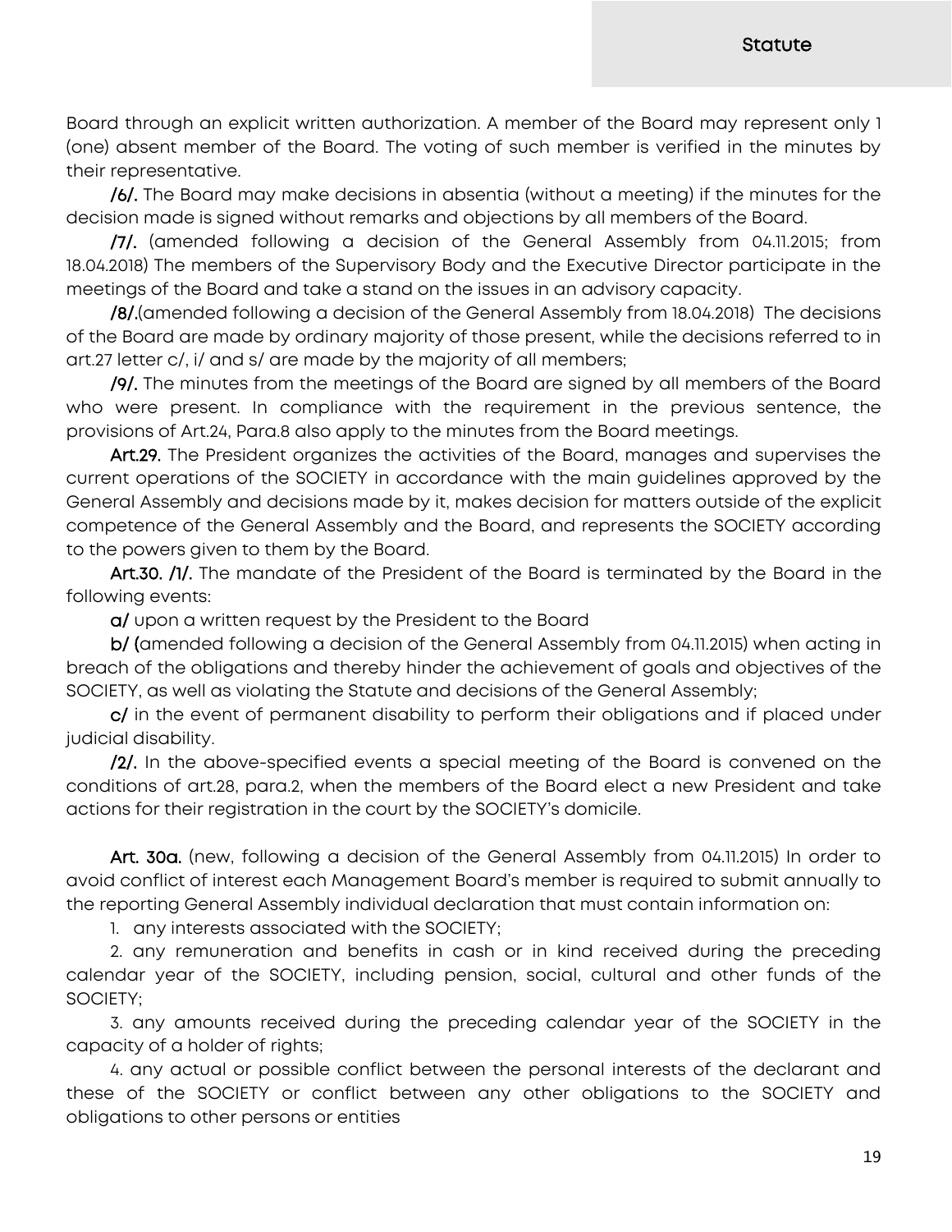Board through an explicit written authorization. A member of the Board may represent only 1 (one) absent member of the Board. The voting of such member is verified in the minutes by their representative.

**/6/.** The Board may make decisions in absentia (without a meeting) if the minutes for the decision made is signed without remarks and objections by all members of the Board.

**/7/.** (amended following a decision of the General Assembly from 04.11.2015; from 18.04.2018) The members of the Supervisory Body and the Executive Director participate in the meetings of the Board and take a stand on the issues in an advisory capacity.

**/8/.**(amended following a decision of the General Assembly from 18.04.2018) The decisions of the Board are made by ordinary majority of those present, while the decisions referred to in art.27 letter c/, i/ and s/ are made by the majority of all members;

**/9/.** The minutes from the meetings of the Board are signed by all members of the Board who were present. In compliance with the requirement in the previous sentence, the provisions of Art.24, Para.8 also apply to the minutes from the Board meetings.

**Art.29.** The President organizes the activities of the Board, manages and supervises the current operations of the SOCIETY in accordance with the main guidelines approved by the General Assembly and decisions made by it, makes decision for matters outside of the explicit competence of the General Assembly and the Board, and represents the SOCIETY according to the powers given to them by the Board.

**Art.30. /1/.** The mandate of the President of the Board is terminated by the Board in the following events:

**a/** upon a written request by the President to the Board

**b/** (amended following a decision of the General Assembly from 04.11.2015) when acting in breach of the obligations and thereby hinder the achievement of goals and objectives of the SOCIETY, as well as violating the Statute and decisions of the General Assembly;

**c/** in the event of permanent disability to perform their obligations and if placed under judicial disability.

**/2/.** In the above-specified events a special meeting of the Board is convened on the conditions of art.28, para.2, when the members of the Board elect a new President and take actions for their registration in the court by the SOCIETY's domicile.

**Art. 30a.** (new, following a decision of the General Assembly from 04.11.2015) In order to avoid conflict of interest each Management Board's member is required to submit annually to the reporting General Assembly individual declaration that must contain information on:

1. any interests associated with the SOCIETY;

2. any remuneration and benefits in cash or in kind received during the preceding calendar year of the SOCIETY, including pension, social, cultural and other funds of the SOCIETY;

3. any amounts received during the preceding calendar year of the SOCIETY in the capacity of a holder of rights;

4. any actual or possible conflict between the personal interests of the declarant and these of the SOCIETY or conflict between any other obligations to the SOCIETY and obligations to other persons or entities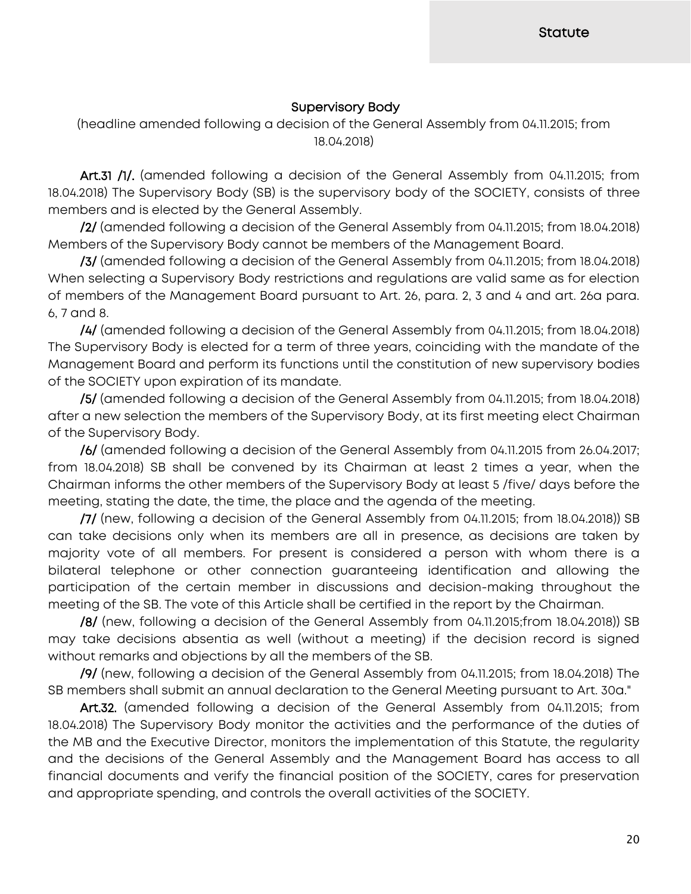## Supervisory Body

(headline amended following a decision of the General Assembly from 04.11.2015; from 18.04.2018)

**Art.31 /1/.** (amended following a decision of the General Assembly from 04.11.2015; from 18.04.2018) The Supervisory Body (SB) is the supervisory body of the SOCIETY, consists of three members and is elected by the General Assembly.

**/2/** (amended following a decision of the General Assembly from 04.11.2015; from 18.04.2018) Members of the Supervisory Body cannot be members of the Management Board.

**/3/** (amended following a decision of the General Assembly from 04.11.2015; from 18.04.2018) When selecting a Supervisory Body restrictions and regulations are valid same as for election of members of the Management Board pursuant to Art. 26, para. 2, 3 and 4 and art. 26a para. 6, 7 and 8.

**/4/** (amended following a decision of the General Assembly from 04.11.2015; from 18.04.2018) The Supervisory Body is elected for a term of three years, coinciding with the mandate of the Management Board and perform its functions until the constitution of new supervisory bodies of the SOCIETY upon expiration of its mandate.

**/5/** (amended following a decision of the General Assembly from 04.11.2015; from 18.04.2018) after a new selection the members of the Supervisory Body, at its first meeting elect Chairman of the Supervisory Body.

**/6/** (amended following a decision of the General Assembly from 04.11.2015 from 26.04.2017; from 18.04.2018) SB shall be convened by its Chairman at least 2 times a year, when the Chairman informs the other members of the Supervisory Body at least 5 /five/ days before the meeting, stating the date, the time, the place and the agenda of the meeting.

**/7/** (new, following a decision of the General Assembly from 04.11.2015; from 18.04.2018)) SB can take decisions only when its members are all in presence, as decisions are taken by majority vote of all members. For present is considered a person with whom there is a bilateral telephone or other connection guaranteeing identification and allowing the participation of the certain member in discussions and decision-making throughout the meeting of the SB. The vote of this Article shall be certified in the report by the Chairman.

**/8/** (new, following a decision of the General Assembly from 04.11.2015;from 18.04.2018)) SB may take decisions absentia as well (without a meeting) if the decision record is signed without remarks and objections by all the members of the SB.

**/9/** (new, following a decision of the General Assembly from 04.11.2015; from 18.04.2018) The SB members shall submit an annual declaration to the General Meeting pursuant to Art. 30a."

**Art.32.** (amended following a decision of the General Assembly from 04.11.2015; from 18.04.2018) The Supervisory Body monitor the activities and the performance of the duties of the MB and the Executive Director, monitors the implementation of this Statute, the regularity and the decisions of the General Assembly and the Management Board has access to all financial documents and verify the financial position of the SOCIETY, cares for preservation and appropriate spending, and controls the overall activities of the SOCIETY.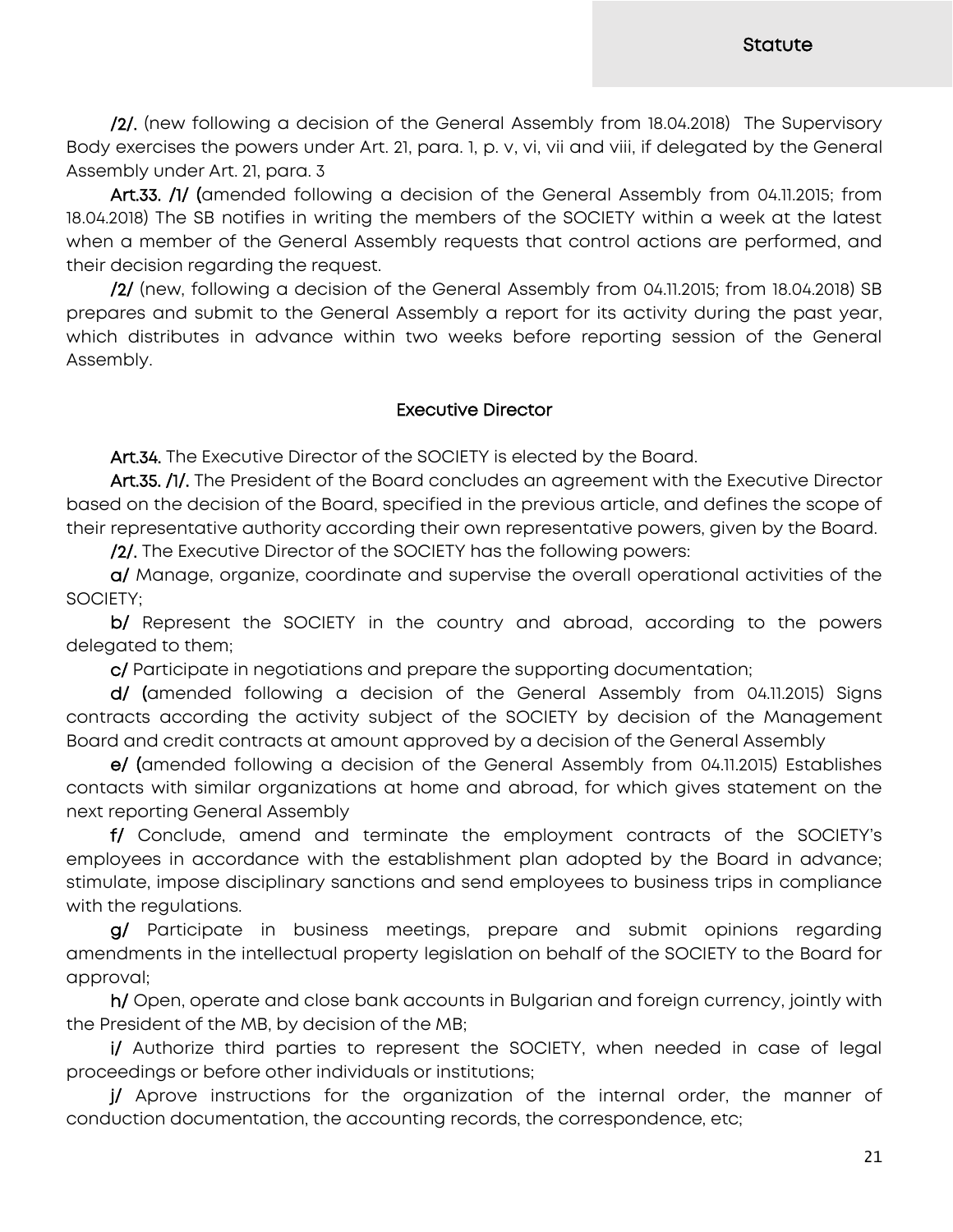**/2/.** (new following a decision of the General Assembly from 18.04.2018) The Supervisory Body exercises the powers under Art. 21, para. 1, p. v, vi, vii and viii, if delegated by the General Assembly under Art. 21, para. 3

**Art.33. /1/** (amended following a decision of the General Assembly from 04.11.2015; from 18.04.2018) The SB notifies in writing the members of the SOCIETY within a week at the latest when a member of the General Assembly requests that control actions are performed, and their decision regarding the request.

**/2/** (new, following a decision of the General Assembly from 04.11.2015; from 18.04.2018) SB prepares and submit to the General Assembly a report for its activity during the past year, which distributes in advance within two weeks before reporting session of the General Assembly.

## Executive Director

**Art.34.** The Executive Director of the SOCIETY is elected by the Board.

**Art.35. /1/.** The President of the Board concludes an agreement with the Executive Director based on the decision of the Board, specified in the previous article, and defines the scope of their representative authority according their own representative powers, given by the Board.

**/2/.** The Executive Director of the SOCIETY has the following powers:

**a/** Manage, organize, coordinate and supervise the overall operational activities of the SOCIETY;

**b/** Represent the SOCIETY in the country and abroad, according to the powers delegated to them;

**c/** Participate in negotiations and prepare the supporting documentation;

**d/** (amended following a decision of the General Assembly from 04.11.2015) Signs contracts according the activity subject of the SOCIETY by decision of the Management Board and credit contracts at amount approved by a decision of the General Assembly

**e/** (amended following a decision of the General Assembly from 04.11.2015) Establishes contacts with similar organizations at home and abroad, for which gives statement on the next reporting General Assembly

**f/** Conclude, amend and terminate the employment contracts of the SOCIETY's employees in accordance with the establishment plan adopted by the Board in advance; stimulate, impose disciplinary sanctions and send employees to business trips in compliance with the regulations.

**g/** Participate in business meetings, prepare and submit opinions regarding amendments in the intellectual property legislation on behalf of the SOCIETY to the Board for approval;

**h/** Open, operate and close bank accounts in Bulgarian and foreign currency, jointly with the President of the MB, by decision of the MB;

**i/** Authorize third parties to represent the SOCIETY, when needed in case of legal proceedings or before other individuals or institutions;

**j/** Aprove instructions for the organization of the internal order, the manner of conduction documentation, the accounting records, the correspondence, etc;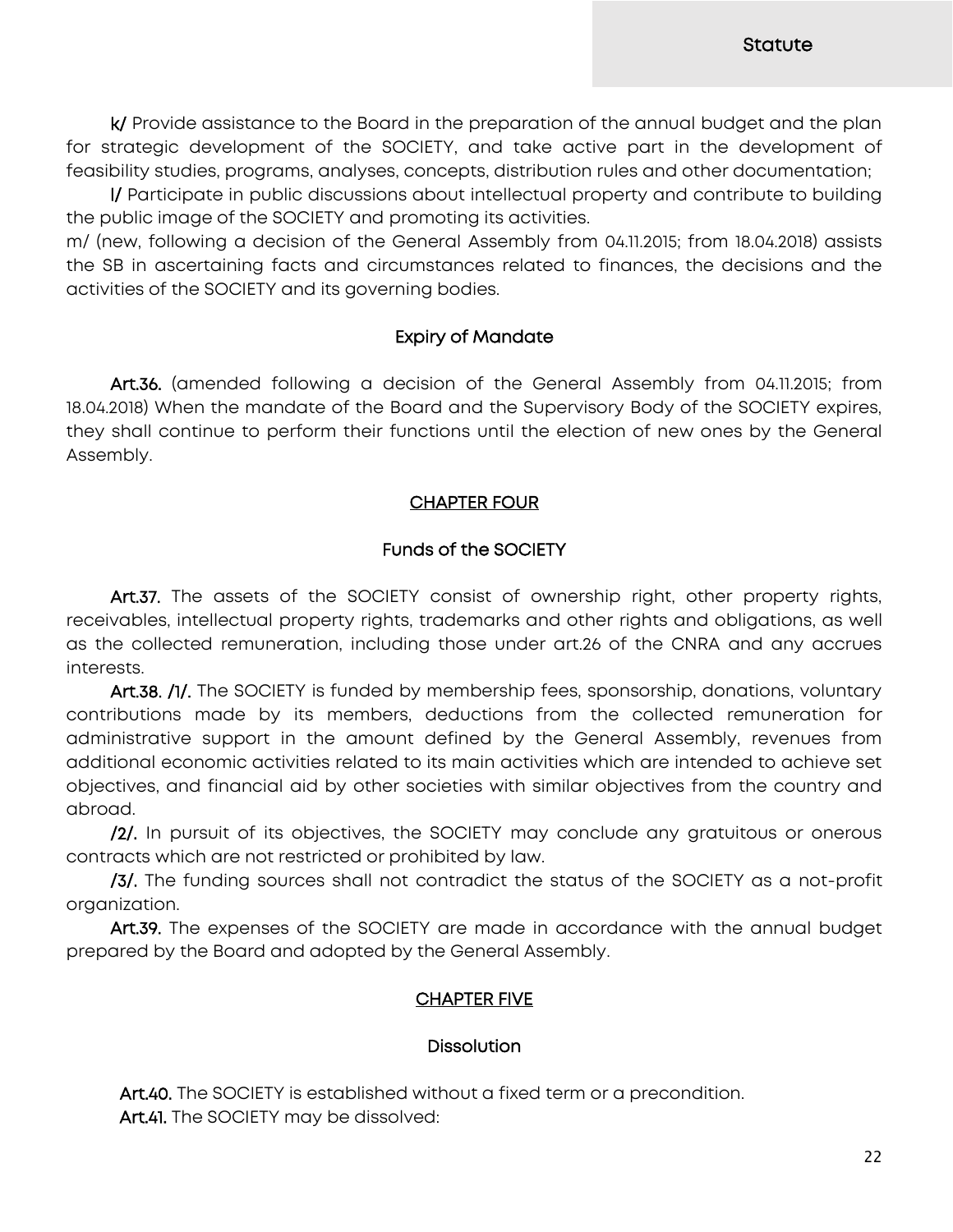**k/** Provide assistance to the Board in the preparation of the annual budget and the plan for strategic development of the SOCIETY, and take active part in the development of feasibility studies, programs, analyses, concepts, distribution rules and other documentation;

**l/** Participate in public discussions about intellectual property and contribute to building the public image of the SOCIETY and promoting its activities.

m/ (new, following a decision of the General Assembly from 04.11.2015; from 18.04.2018) assists the SB in ascertaining facts and circumstances related to finances, the decisions and the activities of the SOCIETY and its governing bodies.

### Expiry of Mandate

**Art.36.** (amended following a decision of the General Assembly from 04.11.2015; from 18.04.2018) When the mandate of the Board and the Supervisory Body of the SOCIETY expires, they shall continue to perform their functions until the election of new ones by the General Assembly.

## CHAPTER FOUR

### Funds of the SOCIETY

**Art.37.** The assets of the SOCIETY consist of ownership right, other property rights, receivables, intellectual property rights, trademarks and other rights and obligations, as well as the collected remuneration, including those under art.26 of the CNRA and any accrues interests.

**Art.38. /1/.** The SOCIETY is funded by membership fees, sponsorship, donations, voluntary contributions made by its members, deductions from the collected remuneration for administrative support in the amount defined by the General Assembly, revenues from additional economic activities related to its main activities which are intended to achieve set objectives, and financial aid by other societies with similar objectives from the country and abroad.

**/2/.** In pursuit of its objectives, the SOCIETY may conclude any gratuitous or onerous contracts which are not restricted or prohibited by law.

**/3/.** The funding sources shall not contradict the status of the SOCIETY as a not-profit organization.

**Art.39.** The expenses of the SOCIETY are made in accordance with the annual budget prepared by the Board and adopted by the General Assembly.

## CHAPTER FIVE

### Dissolution

**Art.40.** The SOCIETY is established without a fixed term or a precondition.

**Art.41.** The SOCIETY may be dissolved: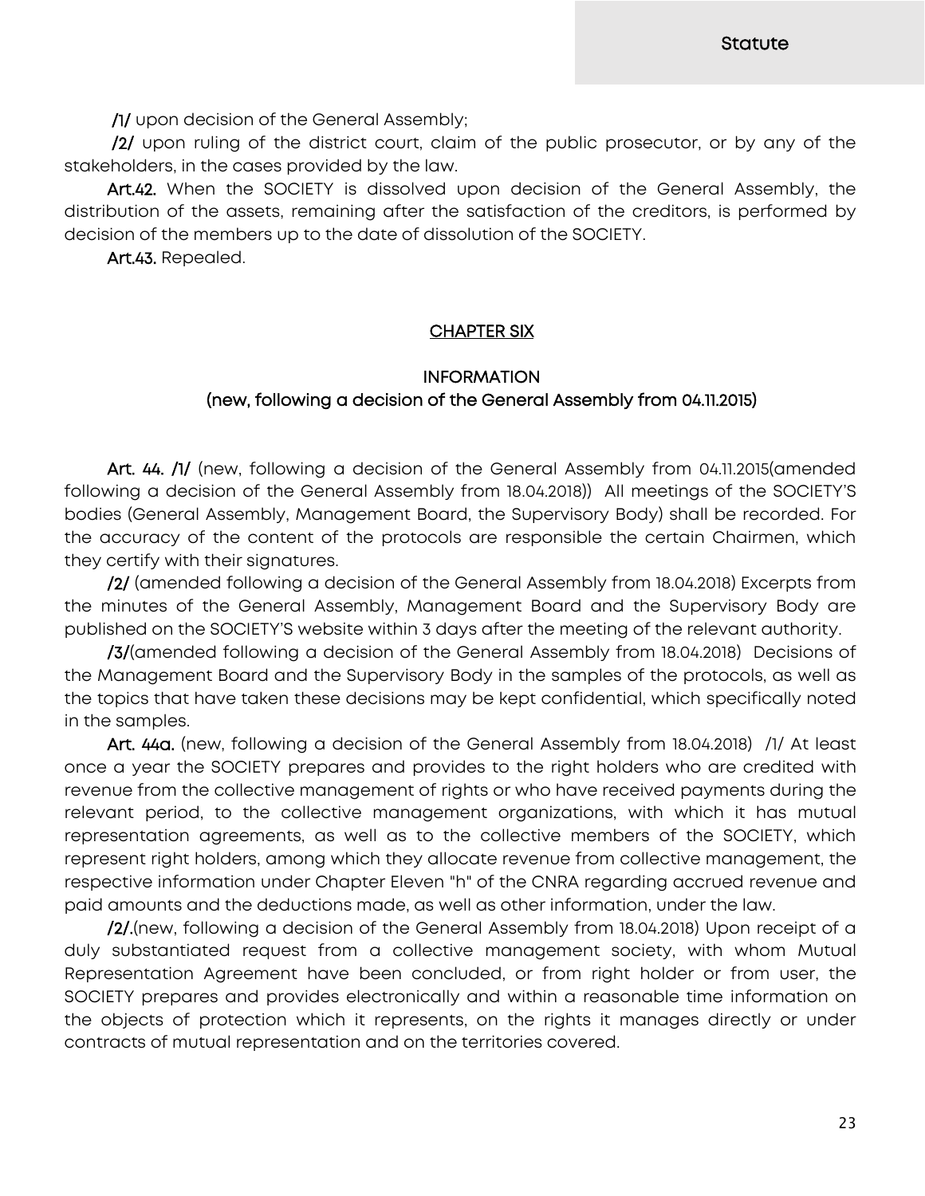**/1/** upon decision of the General Assembly;

**/2/** upon ruling of the district court, claim of the public prosecutor, or by any of the stakeholders, in the cases provided by the law.

**Art.42.** When the SOCIETY is dissolved upon decision of the General Assembly, the distribution of the assets, remaining after the satisfaction of the creditors, is performed by decision of the members up to the date of dissolution of the SOCIETY.

**Art.43.** Repealed.

## CHAPTER SIX

## INFORMATION
### (new, following a decision of the General Assembly from 04.11.2015)

**Art. 44. /1/** (new, following a decision of the General Assembly from 04.11.2015(amended following a decision of the General Assembly from 18.04.2018)) All meetings of the SOCIETY'S bodies (General Assembly, Management Board, the Supervisory Body) shall be recorded. For the accuracy of the content of the protocols are responsible the certain Chairmen, which they certify with their signatures.

**/2/** (amended following a decision of the General Assembly from 18.04.2018) Excerpts from the minutes of the General Assembly, Management Board and the Supervisory Body are published on the SOCIETY'S website within 3 days after the meeting of the relevant authority.

**/3/**(amended following a decision of the General Assembly from 18.04.2018) Decisions of the Management Board and the Supervisory Body in the samples of the protocols, as well as the topics that have taken these decisions may be kept confidential, which specifically noted in the samples.

**Art. 44a.** (new, following a decision of the General Assembly from 18.04.2018) /1/ At least once a year the SOCIETY prepares and provides to the right holders who are credited with revenue from the collective management of rights or who have received payments during the relevant period, to the collective management organizations, with which it has mutual representation agreements, as well as to the collective members of the SOCIETY, which represent right holders, among which they allocate revenue from collective management, the respective information under Chapter Eleven "h" of the CNRA regarding accrued revenue and paid amounts and the deductions made, as well as other information, under the law.

**/2/**.(new, following a decision of the General Assembly from 18.04.2018) Upon receipt of a duly substantiated request from a collective management society, with whom Mutual Representation Agreement have been concluded, or from right holder or from user, the SOCIETY prepares and provides electronically and within a reasonable time information on the objects of protection which it represents, on the rights it manages directly or under contracts of mutual representation and on the territories covered.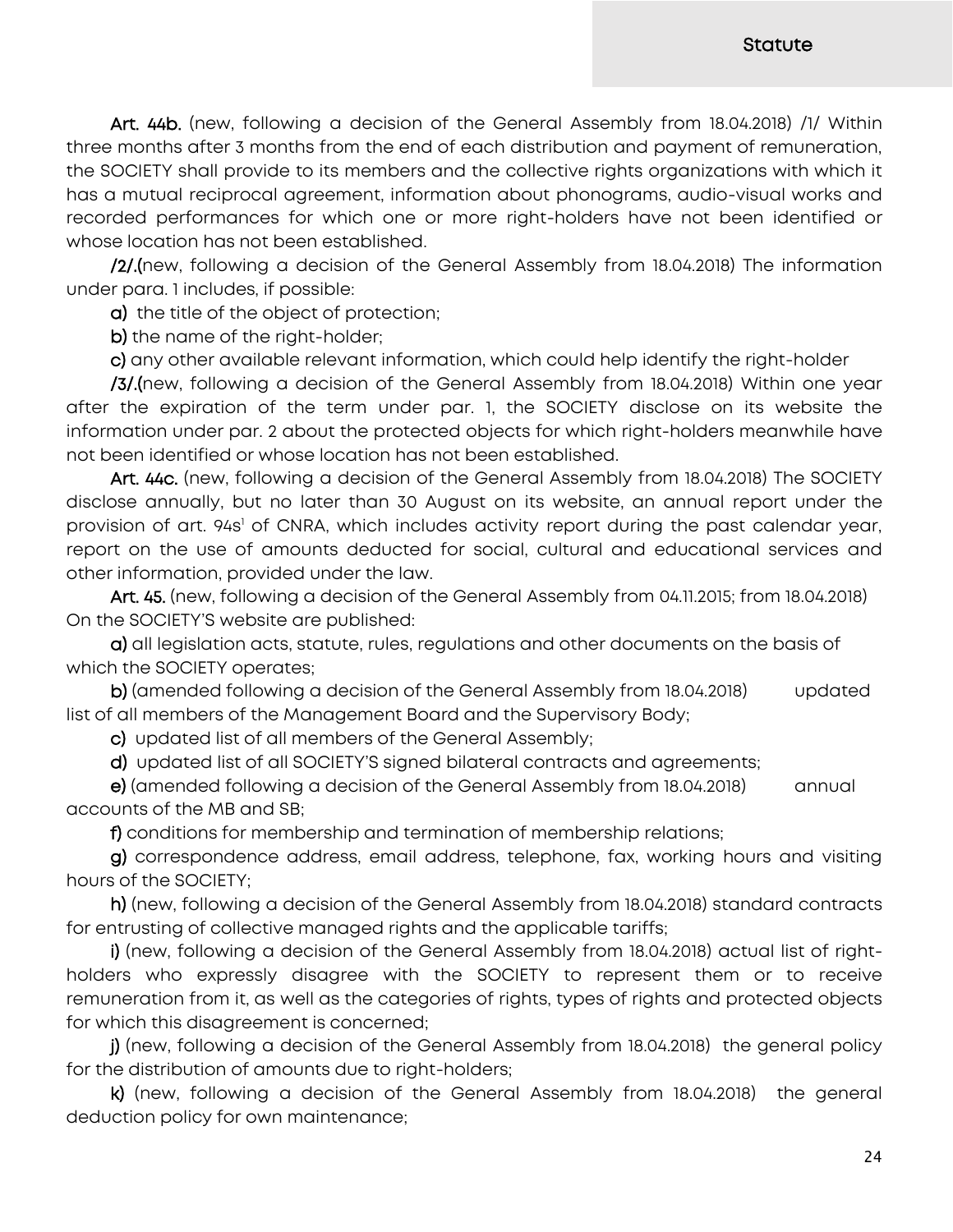**Art. 44b.** (new, following a decision of the General Assembly from 18.04.2018) /1/ Within three months after 3 months from the end of each distribution and payment of remuneration, the SOCIETY shall provide to its members and the collective rights organizations with which it has a mutual reciprocal agreement, information about phonograms, audio-visual works and recorded performances for which one or more right-holders have not been identified or whose location has not been established.

**/2/.**(new, following a decision of the General Assembly from 18.04.2018) The information under para. 1 includes, if possible:

**a)** the title of the object of protection;

**b)** the name of the right-holder;

**c)** any other available relevant information, which could help identify the right-holder

**/3/.**(new, following a decision of the General Assembly from 18.04.2018) Within one year after the expiration of the term under par. 1, the SOCIETY disclose on its website the information under par. 2 about the protected objects for which right-holders meanwhile have not been identified or whose location has not been established.

**Art. 44c.** (new, following a decision of the General Assembly from 18.04.2018) The SOCIETY disclose annually, but no later than 30 August on its website, an annual report under the provision of art. 94s[1] of CNRA, which includes activity report during the past calendar year, report on the use of amounts deducted for social, cultural and educational services and other information, provided under the law.

**Art. 45.** (new, following a decision of the General Assembly from 04.11.2015; from 18.04.2018) On the SOCIETY'S website are published:

**a)** all legislation acts, statute, rules, regulations and other documents on the basis of which the SOCIETY operates;

**b)** (amended following a decision of the General Assembly from 18.04.2018) updated list of all members of the Management Board and the Supervisory Body;

**c)** updated list of all members of the General Assembly;

**d)** updated list of all SOCIETY'S signed bilateral contracts and agreements;

**e)** (amended following a decision of the General Assembly from 18.04.2018) annual accounts of the MB and SB;

**f)** conditions for membership and termination of membership relations;

**g)** correspondence address, email address, telephone, fax, working hours and visiting hours of the SOCIETY;

**h)** (new, following a decision of the General Assembly from 18.04.2018) standard contracts for entrusting of collective managed rights and the applicable tariffs;

**i)** (new, following a decision of the General Assembly from 18.04.2018) actual list of right-holders who expressly disagree with the SOCIETY to represent them or to receive remuneration from it, as well as the categories of rights, types of rights and protected objects for which this disagreement is concerned;

**j)** (new, following a decision of the General Assembly from 18.04.2018) the general policy for the distribution of amounts due to right-holders;

**k)** (new, following a decision of the General Assembly from 18.04.2018) the general deduction policy for own maintenance;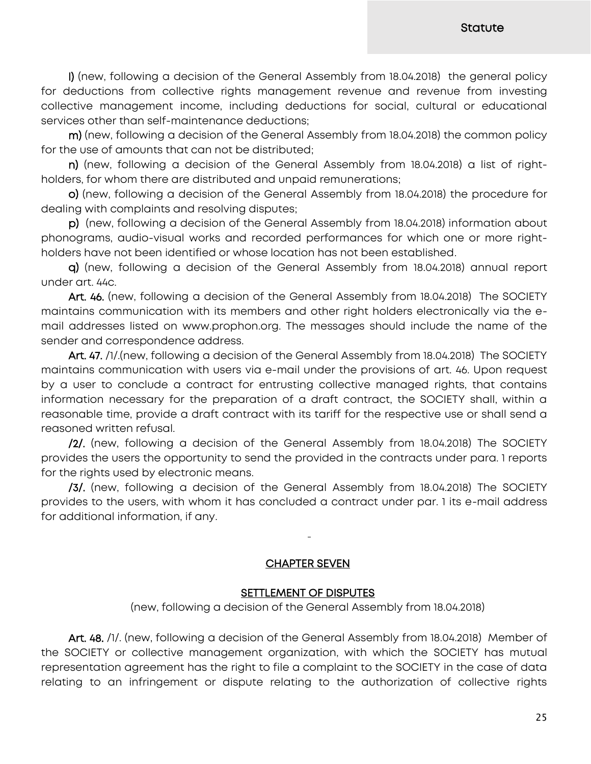**l)** (new, following a decision of the General Assembly from 18.04.2018) the general policy for deductions from collective rights management revenue and revenue from investing collective management income, including deductions for social, cultural or educational services other than self-maintenance deductions;

**m)** (new, following a decision of the General Assembly from 18.04.2018) the common policy for the use of amounts that can not be distributed;

**n)** (new, following a decision of the General Assembly from 18.04.2018) a list of right-holders, for whom there are distributed and unpaid remunerations;

**o)** (new, following a decision of the General Assembly from 18.04.2018) the procedure for dealing with complaints and resolving disputes;

**p)** (new, following a decision of the General Assembly from 18.04.2018) information about phonograms, audio-visual works and recorded performances for which one or more right-holders have not been identified or whose location has not been established.

**q)** (new, following a decision of the General Assembly from 18.04.2018) annual report under art. 44c.

**Art. 46.** (new, following a decision of the General Assembly from 18.04.2018) The SOCIETY maintains communication with its members and other right holders electronically via the e-mail addresses listed on www.prophon.org. The messages should include the name of the sender and correspondence address.

**Art. 47.** /1/.(new, following a decision of the General Assembly from 18.04.2018) The SOCIETY maintains communication with users via e-mail under the provisions of art. 46. Upon request by a user to conclude a contract for entrusting collective managed rights, that contains information necessary for the preparation of a draft contract, the SOCIETY shall, within a reasonable time, provide a draft contract with its tariff for the respective use or shall send a reasoned written refusal.

**/2/.** (new, following a decision of the General Assembly from 18.04.2018) The SOCIETY provides the users the opportunity to send the provided in the contracts under para. 1 reports for the rights used by electronic means.

**/3/.** (new, following a decision of the General Assembly from 18.04.2018) The SOCIETY provides to the users, with whom it has concluded a contract under par. 1 its e-mail address for additional information, if any.

## CHAPTER SEVEN

## SETTLEMENT OF DISPUTES

(new, following a decision of the General Assembly from 18.04.2018)

**Art. 48.** /1/. (new, following a decision of the General Assembly from 18.04.2018) Member of the SOCIETY or collective management organization, with which the SOCIETY has mutual representation agreement has the right to file a complaint to the SOCIETY in the case of data relating to an infringement or dispute relating to the authorization of collective rights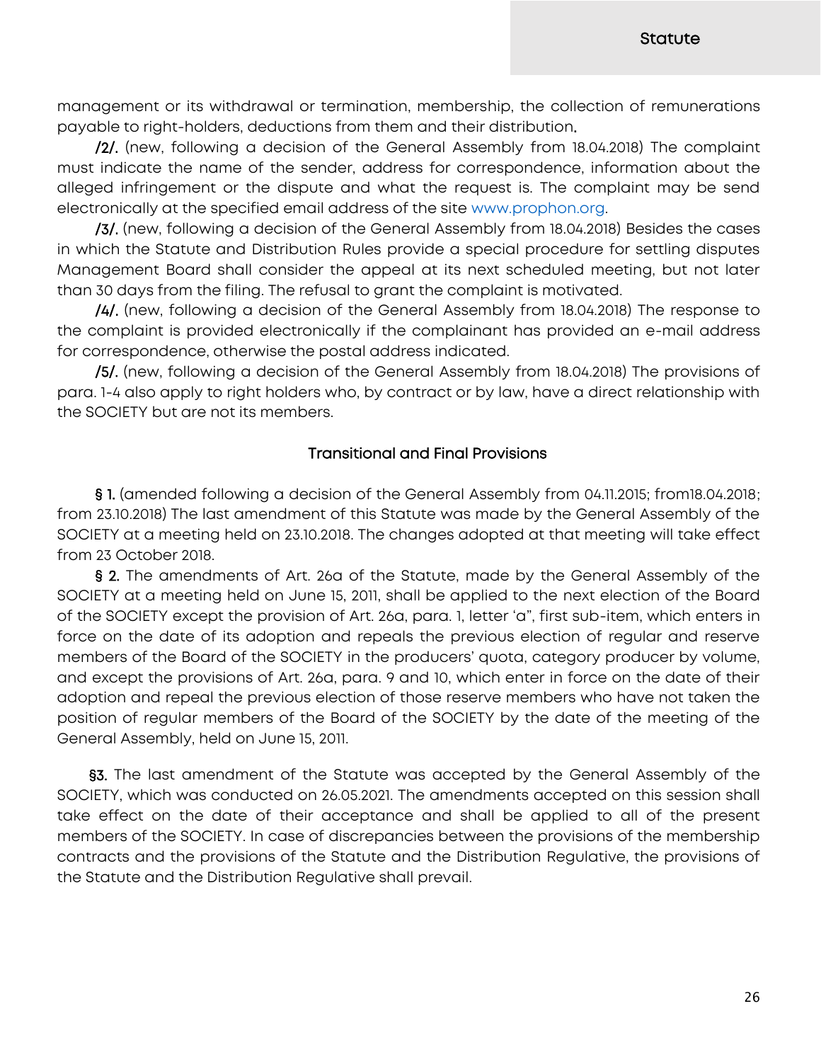management or its withdrawal or termination, membership, the collection of remunerations payable to right-holders, deductions from them and their distribution.

**/2/.** (new, following a decision of the General Assembly from 18.04.2018) The complaint must indicate the name of the sender, address for correspondence, information about the alleged infringement or the dispute and what the request is. The complaint may be send electronically at the specified email address of the site www.prophon.org.

**/3/.** (new, following a decision of the General Assembly from 18.04.2018) Besides the cases in which the Statute and Distribution Rules provide a special procedure for settling disputes Management Board shall consider the appeal at its next scheduled meeting, but not later than 30 days from the filing. The refusal to grant the complaint is motivated.

**/4/.** (new, following a decision of the General Assembly from 18.04.2018) The response to the complaint is provided electronically if the complainant has provided an e-mail address for correspondence, otherwise the postal address indicated.

**/5/.** (new, following a decision of the General Assembly from 18.04.2018) The provisions of para. 1-4 also apply to right holders who, by contract or by law, have a direct relationship with the SOCIETY but are not its members.

## Transitional and Final Provisions

**§ 1.** (amended following a decision of the General Assembly from 04.11.2015; from18.04.2018; from 23.10.2018) The last amendment of this Statute was made by the General Assembly of the SOCIETY at a meeting held on 23.10.2018. The changes adopted at that meeting will take effect from 23 October 2018.

**§ 2.** The amendments of Art. 26a of the Statute, made by the General Assembly of the SOCIETY at a meeting held on June 15, 2011, shall be applied to the next election of the Board of the SOCIETY except the provision of Art. 26a, para. 1, letter 'a", first sub-item, which enters in force on the date of its adoption and repeals the previous election of regular and reserve members of the Board of the SOCIETY in the producers' quota, category producer by volume, and except the provisions of Art. 26a, para. 9 and 10, which enter in force on the date of their adoption and repeal the previous election of those reserve members who have not taken the position of regular members of the Board of the SOCIETY by the date of the meeting of the General Assembly, held on June 15, 2011.

**§3.** The last amendment of the Statute was accepted by the General Assembly of the SOCIETY, which was conducted on 26.05.2021. The amendments accepted on this session shall take effect on the date of their acceptance and shall be applied to all of the present members of the SOCIETY. In case of discrepancies between the provisions of the membership contracts and the provisions of the Statute and the Distribution Regulative, the provisions of the Statute and the Distribution Regulative shall prevail.